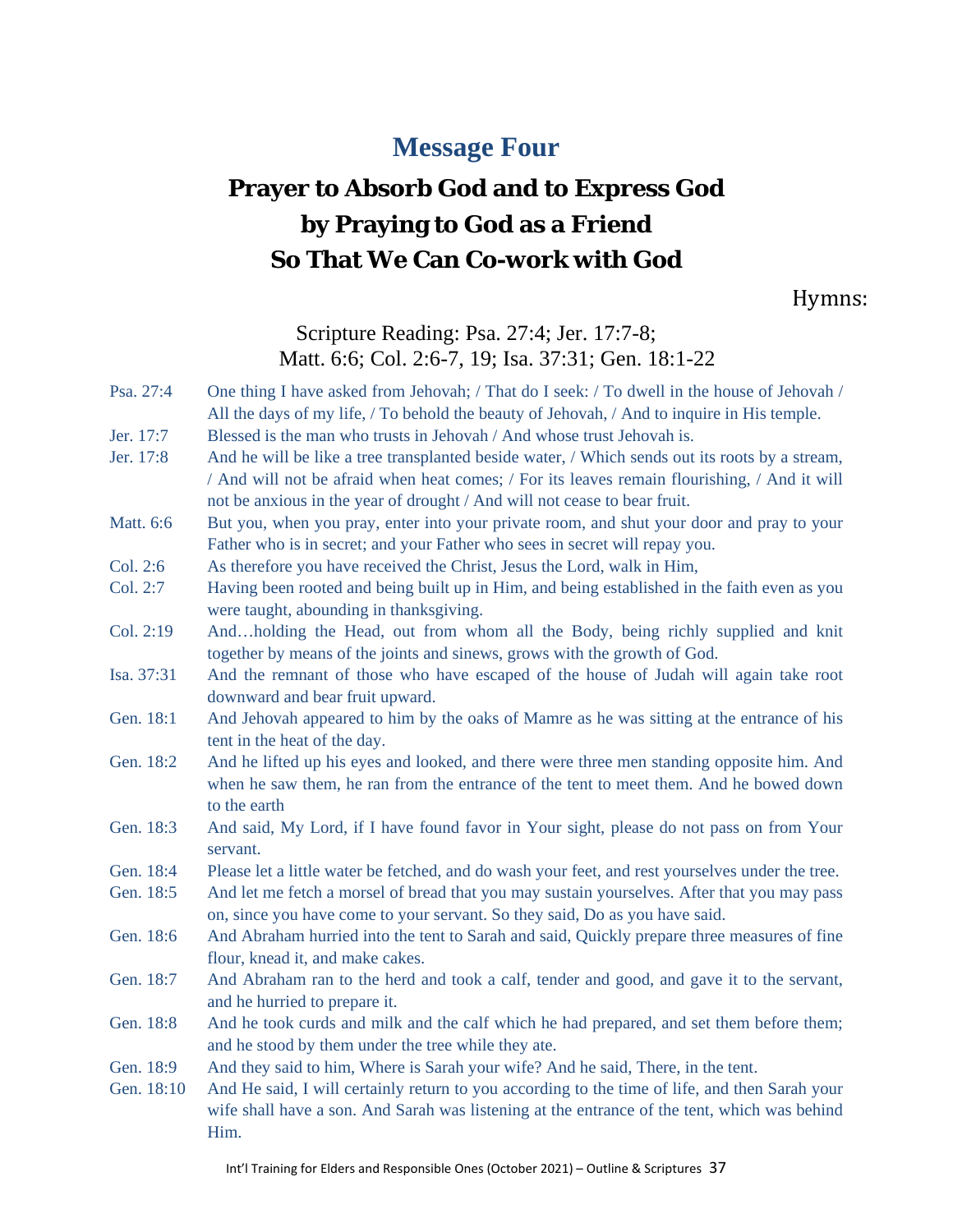## Message Four

# Prayer to Absorb God and to Express God by Praying to God as a Friend So That We Can Co-work with God

Hymns:

Scripture Reading: Psa. 27:4; Jer. 17:7-8; Matt. 6:6; Col. 2:6-7, 19; Isa. 37:31; Gen. 18:1-22

| | |
|---|---|
| Psa. 27:4 | One thing I have asked from Jehovah; / That do I seek: / To dwell in the house of Jehovah / All the days of my life, / To behold the beauty of Jehovah, / And to inquire in His temple. |
| Jer. 17:7 | Blessed is the man who trusts in Jehovah / And whose trust Jehovah is. |
| Jer. 17:8 | And he will be like a tree transplanted beside water, / Which sends out its roots by a stream, / And will not be afraid when heat comes; / For its leaves remain flourishing, / And it will not be anxious in the year of drought / And will not cease to bear fruit. |
| Matt. 6:6 | But you, when you pray, enter into your private room, and shut your door and pray to your Father who is in secret; and your Father who sees in secret will repay you. |
| Col. 2:6 | As therefore you have received the Christ, Jesus the Lord, walk in Him, |
| Col. 2:7 | Having been rooted and being built up in Him, and being established in the faith even as you were taught, abounding in thanksgiving. |
| Col. 2:19 | And…holding the Head, out from whom all the Body, being richly supplied and knit together by means of the joints and sinews, grows with the growth of God. |
| Isa. 37:31 | And the remnant of those who have escaped of the house of Judah will again take root downward and bear fruit upward. |
| Gen. 18:1 | And Jehovah appeared to him by the oaks of Mamre as he was sitting at the entrance of his tent in the heat of the day. |
| Gen. 18:2 | And he lifted up his eyes and looked, and there were three men standing opposite him. And when he saw them, he ran from the entrance of the tent to meet them. And he bowed down to the earth |
| Gen. 18:3 | And said, My Lord, if I have found favor in Your sight, please do not pass on from Your servant. |
| Gen. 18:4 | Please let a little water be fetched, and do wash your feet, and rest yourselves under the tree. |
| Gen. 18:5 | And let me fetch a morsel of bread that you may sustain yourselves. After that you may pass on, since you have come to your servant. So they said, Do as you have said. |
| Gen. 18:6 | And Abraham hurried into the tent to Sarah and said, Quickly prepare three measures of fine flour, knead it, and make cakes. |
| Gen. 18:7 | And Abraham ran to the herd and took a calf, tender and good, and gave it to the servant, and he hurried to prepare it. |
| Gen. 18:8 | And he took curds and milk and the calf which he had prepared, and set them before them; and he stood by them under the tree while they ate. |
| Gen. 18:9 | And they said to him, Where is Sarah your wife? And he said, There, in the tent. |
| Gen. 18:10 | And He said, I will certainly return to you according to the time of life, and then Sarah your wife shall have a son. And Sarah was listening at the entrance of the tent, which was behind Him. |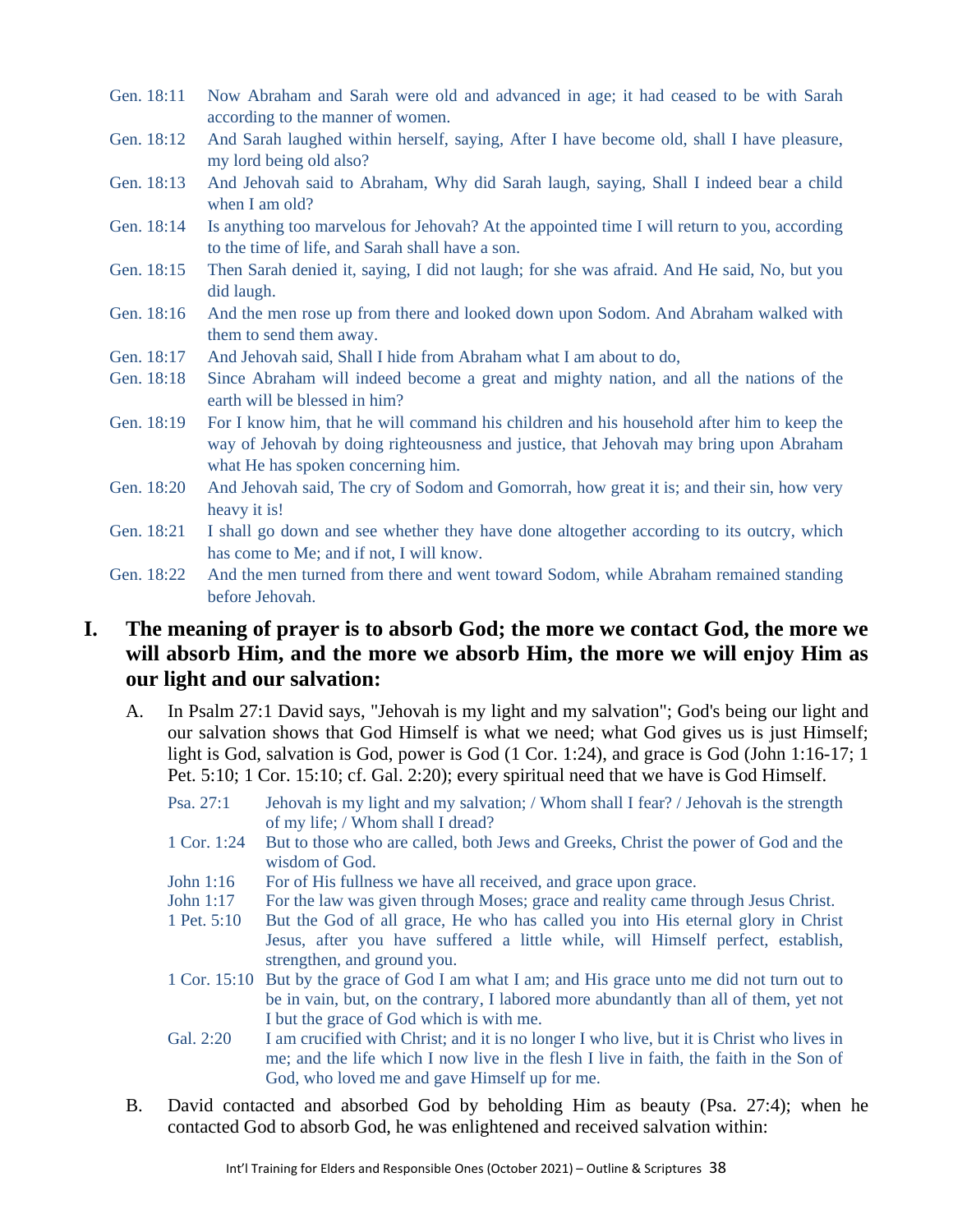Gen. 18:11 Now Abraham and Sarah were old and advanced in age; it had ceased to be with Sarah according to the manner of women.

Gen. 18:12 And Sarah laughed within herself, saying, After I have become old, shall I have pleasure, my lord being old also?

Gen. 18:13 And Jehovah said to Abraham, Why did Sarah laugh, saying, Shall I indeed bear a child when I am old?

Gen. 18:14 Is anything too marvelous for Jehovah? At the appointed time I will return to you, according to the time of life, and Sarah shall have a son.

Gen. 18:15 Then Sarah denied it, saying, I did not laugh; for she was afraid. And He said, No, but you did laugh.

Gen. 18:16 And the men rose up from there and looked down upon Sodom. And Abraham walked with them to send them away.

Gen. 18:17 And Jehovah said, Shall I hide from Abraham what I am about to do,

Gen. 18:18 Since Abraham will indeed become a great and mighty nation, and all the nations of the earth will be blessed in him?

Gen. 18:19 For I know him, that he will command his children and his household after him to keep the way of Jehovah by doing righteousness and justice, that Jehovah may bring upon Abraham what He has spoken concerning him.

Gen. 18:20 And Jehovah said, The cry of Sodom and Gomorrah, how great it is; and their sin, how very heavy it is!

Gen. 18:21 I shall go down and see whether they have done altogether according to its outcry, which has come to Me; and if not, I will know.

Gen. 18:22 And the men turned from there and went toward Sodom, while Abraham remained standing before Jehovah.

## I. The meaning of prayer is to absorb God; the more we contact God, the more we will absorb Him, and the more we absorb Him, the more we will enjoy Him as our light and our salvation:

A. In Psalm 27:1 David says, "Jehovah is my light and my salvation"; God's being our light and our salvation shows that God Himself is what we need; what God gives us is just Himself; light is God, salvation is God, power is God (1 Cor. 1:24), and grace is God (John 1:16-17; 1 Pet. 5:10; 1 Cor. 15:10; cf. Gal. 2:20); every spiritual need that we have is God Himself.

Psa. 27:1 Jehovah is my light and my salvation; / Whom shall I fear? / Jehovah is the strength of my life; / Whom shall I dread?

1 Cor. 1:24 But to those who are called, both Jews and Greeks, Christ the power of God and the wisdom of God.

John 1:16 For of His fullness we have all received, and grace upon grace.

John 1:17 For the law was given through Moses; grace and reality came through Jesus Christ.

1 Pet. 5:10 But the God of all grace, He who has called you into His eternal glory in Christ Jesus, after you have suffered a little while, will Himself perfect, establish, strengthen, and ground you.

1 Cor. 15:10 But by the grace of God I am what I am; and His grace unto me did not turn out to be in vain, but, on the contrary, I labored more abundantly than all of them, yet not I but the grace of God which is with me.

Gal. 2:20 I am crucified with Christ; and it is no longer I who live, but it is Christ who lives in me; and the life which I now live in the flesh I live in faith, the faith in the Son of God, who loved me and gave Himself up for me.

B. David contacted and absorbed God by beholding Him as beauty (Psa. 27:4); when he contacted God to absorb God, he was enlightened and received salvation within: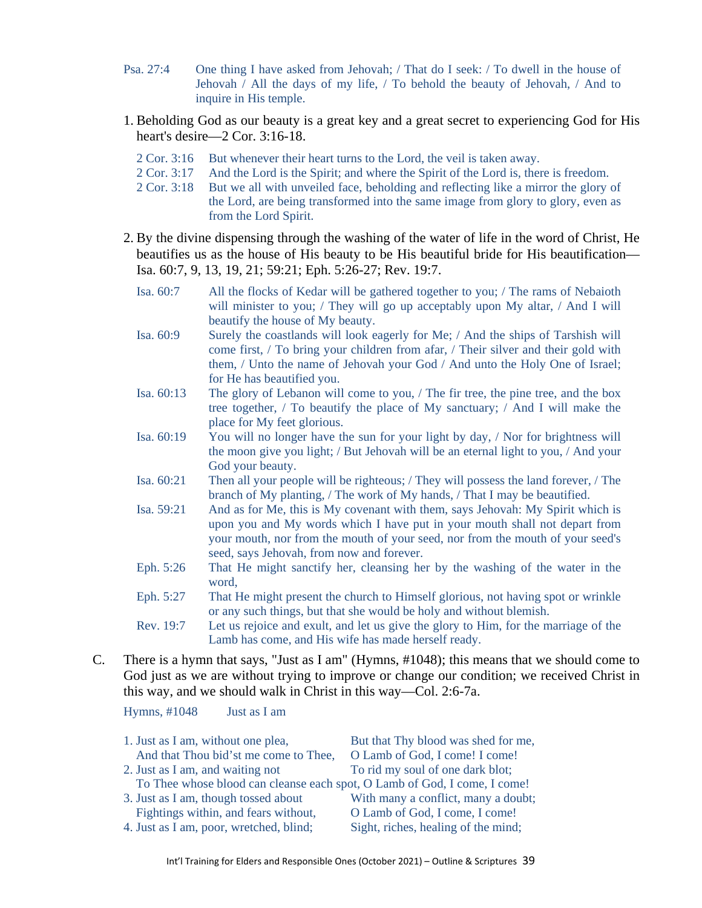Psa. 27:4 One thing I have asked from Jehovah; / That do I seek: / To dwell in the house of Jehovah / All the days of my life, / To behold the beauty of Jehovah, / And to inquire in His temple.

1. Beholding God as our beauty is a great key and a great secret to experiencing God for His heart's desire—2 Cor. 3:16-18.

   2 Cor. 3:16 But whenever their heart turns to the Lord, the veil is taken away.
   2 Cor. 3:17 And the Lord is the Spirit; and where the Spirit of the Lord is, there is freedom.
   2 Cor. 3:18 But we all with unveiled face, beholding and reflecting like a mirror the glory of the Lord, are being transformed into the same image from glory to glory, even as from the Lord Spirit.

2. By the divine dispensing through the washing of the water of life in the word of Christ, He beautifies us as the house of His beauty to be His beautiful bride for His beautification—Isa. 60:7, 9, 13, 19, 21; 59:21; Eph. 5:26-27; Rev. 19:7.

   Isa. 60:7 All the flocks of Kedar will be gathered together to you; / The rams of Nebaioth will minister to you; / They will go up acceptably upon My altar, / And I will beautify the house of My beauty.
   Isa. 60:9 Surely the coastlands will look eagerly for Me; / And the ships of Tarshish will come first, / To bring your children from afar, / Their silver and their gold with them, / Unto the name of Jehovah your God / And unto the Holy One of Israel; for He has beautified you.
   Isa. 60:13 The glory of Lebanon will come to you, / The fir tree, the pine tree, and the box tree together, / To beautify the place of My sanctuary; / And I will make the place for My feet glorious.
   Isa. 60:19 You will no longer have the sun for your light by day, / Nor for brightness will the moon give you light; / But Jehovah will be an eternal light to you, / And your God your beauty.
   Isa. 60:21 Then all your people will be righteous; / They will possess the land forever, / The branch of My planting, / The work of My hands, / That I may be beautified.
   Isa. 59:21 And as for Me, this is My covenant with them, says Jehovah: My Spirit which is upon you and My words which I have put in your mouth shall not depart from your mouth, nor from the mouth of your seed, nor from the mouth of your seed's seed, says Jehovah, from now and forever.
   Eph. 5:26 That He might sanctify her, cleansing her by the washing of the water in the word,
   Eph. 5:27 That He might present the church to Himself glorious, not having spot or wrinkle or any such things, but that she would be holy and without blemish.
   Rev. 19:7 Let us rejoice and exult, and let us give the glory to Him, for the marriage of the Lamb has come, and His wife has made herself ready.

C. There is a hymn that says, "Just as I am" (Hymns, #1048); this means that we should come to God just as we are without trying to improve or change our condition; we received Christ in this way, and we should walk in Christ in this way—Col. 2:6-7a.

Hymns, #1048 Just as I am

1. Just as I am, without one plea,
   But that Thy blood was shed for me,
   And that Thou bid'st me come to Thee,
   O Lamb of God, I come! I come!
2. Just as I am, and waiting not
   To rid my soul of one dark blot;
   To Thee whose blood can cleanse each spot,
   O Lamb of God, I come, I come!
3. Just as I am, though tossed about
   With many a conflict, many a doubt;
   Fightings within, and fears without,
   O Lamb of God, I come, I come!
4. Just as I am, poor, wretched, blind;
   Sight, riches, healing of the mind;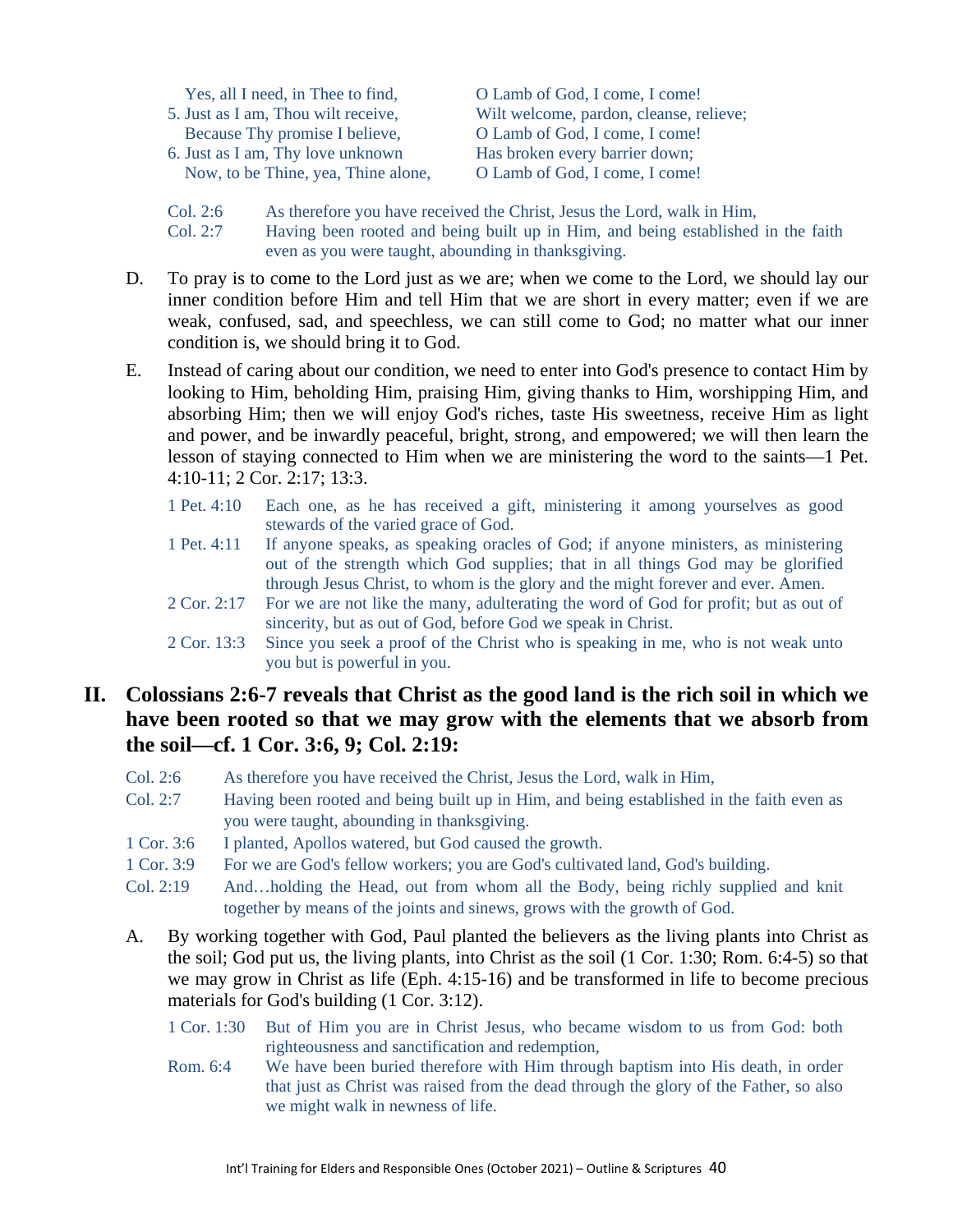| | |
|---|---|
| Yes, all I need, in Thee to find, | O Lamb of God, I come, I come! |
| 5. Just as I am, Thou wilt receive, | Wilt welcome, pardon, cleanse, relieve; |
| Because Thy promise I believe, | O Lamb of God, I come, I come! |
| 6. Just as I am, Thy love unknown | Has broken every barrier down; |
| Now, to be Thine, yea, Thine alone, | O Lamb of God, I come, I come! |

Col. 2:6 As therefore you have received the Christ, Jesus the Lord, walk in Him,

Col. 2:7 Having been rooted and being built up in Him, and being established in the faith even as you were taught, abounding in thanksgiving.

D. To pray is to come to the Lord just as we are; when we come to the Lord, we should lay our inner condition before Him and tell Him that we are short in every matter; even if we are weak, confused, sad, and speechless, we can still come to God; no matter what our inner condition is, we should bring it to God.

E. Instead of caring about our condition, we need to enter into God's presence to contact Him by looking to Him, beholding Him, praising Him, giving thanks to Him, worshipping Him, and absorbing Him; then we will enjoy God's riches, taste His sweetness, receive Him as light and power, and be inwardly peaceful, bright, strong, and empowered; we will then learn the lesson of staying connected to Him when we are ministering the word to the saints—1 Pet. 4:10-11; 2 Cor. 2:17; 13:3.

1 Pet. 4:10 Each one, as he has received a gift, ministering it among yourselves as good stewards of the varied grace of God.

1 Pet. 4:11 If anyone speaks, as speaking oracles of God; if anyone ministers, as ministering out of the strength which God supplies; that in all things God may be glorified through Jesus Christ, to whom is the glory and the might forever and ever. Amen.

2 Cor. 2:17 For we are not like the many, adulterating the word of God for profit; but as out of sincerity, but as out of God, before God we speak in Christ.

2 Cor. 13:3 Since you seek a proof of the Christ who is speaking in me, who is not weak unto you but is powerful in you.

## II. Colossians 2:6-7 reveals that Christ as the good land is the rich soil in which we have been rooted so that we may grow with the elements that we absorb from the soil—cf. 1 Cor. 3:6, 9; Col. 2:19:

Col. 2:6 As therefore you have received the Christ, Jesus the Lord, walk in Him,

Col. 2:7 Having been rooted and being built up in Him, and being established in the faith even as you were taught, abounding in thanksgiving.

1 Cor. 3:6 I planted, Apollos watered, but God caused the growth.

1 Cor. 3:9 For we are God's fellow workers; you are God's cultivated land, God's building.

Col. 2:19 And…holding the Head, out from whom all the Body, being richly supplied and knit together by means of the joints and sinews, grows with the growth of God.

A. By working together with God, Paul planted the believers as the living plants into Christ as the soil; God put us, the living plants, into Christ as the soil (1 Cor. 1:30; Rom. 6:4-5) so that we may grow in Christ as life (Eph. 4:15-16) and be transformed in life to become precious materials for God's building (1 Cor. 3:12).

1 Cor. 1:30 But of Him you are in Christ Jesus, who became wisdom to us from God: both righteousness and sanctification and redemption,

Rom. 6:4 We have been buried therefore with Him through baptism into His death, in order that just as Christ was raised from the dead through the glory of the Father, so also we might walk in newness of life.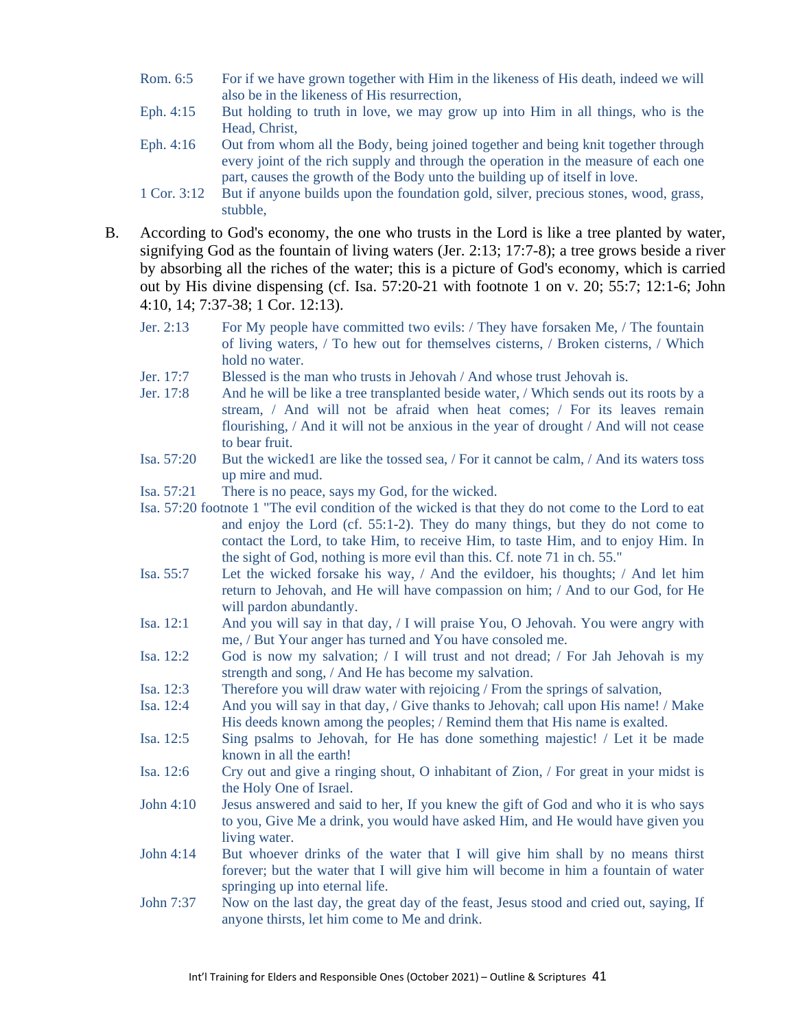Rom. 6:5 For if we have grown together with Him in the likeness of His death, indeed we will also be in the likeness of His resurrection,

Eph. 4:15 But holding to truth in love, we may grow up into Him in all things, who is the Head, Christ,

Eph. 4:16 Out from whom all the Body, being joined together and being knit together through every joint of the rich supply and through the operation in the measure of each one part, causes the growth of the Body unto the building up of itself in love.

1 Cor. 3:12 But if anyone builds upon the foundation gold, silver, precious stones, wood, grass, stubble,

B. According to God's economy, the one who trusts in the Lord is like a tree planted by water, signifying God as the fountain of living waters (Jer. 2:13; 17:7-8); a tree grows beside a river by absorbing all the riches of the water; this is a picture of God's economy, which is carried out by His divine dispensing (cf. Isa. 57:20-21 with footnote 1 on v. 20; 55:7; 12:1-6; John 4:10, 14; 7:37-38; 1 Cor. 12:13).

Jer. 2:13 For My people have committed two evils: / They have forsaken Me, / The fountain of living waters, / To hew out for themselves cisterns, / Broken cisterns, / Which hold no water.

Jer. 17:7 Blessed is the man who trusts in Jehovah / And whose trust Jehovah is.

Jer. 17:8 And he will be like a tree transplanted beside water, / Which sends out its roots by a stream, / And will not be afraid when heat comes; / For its leaves remain flourishing, / And it will not be anxious in the year of drought / And will not cease to bear fruit.

Isa. 57:20 But the wicked1 are like the tossed sea, / For it cannot be calm, / And its waters toss up mire and mud.

Isa. 57:21 There is no peace, says my God, for the wicked.

Isa. 57:20 footnote 1 "The evil condition of the wicked is that they do not come to the Lord to eat and enjoy the Lord (cf. 55:1-2). They do many things, but they do not come to contact the Lord, to take Him, to receive Him, to taste Him, and to enjoy Him. In the sight of God, nothing is more evil than this. Cf. note 71 in ch. 55."

Isa. 55:7 Let the wicked forsake his way, / And the evildoer, his thoughts; / And let him return to Jehovah, and He will have compassion on him; / And to our God, for He will pardon abundantly.

Isa. 12:1 And you will say in that day, / I will praise You, O Jehovah. You were angry with me, / But Your anger has turned and You have consoled me.

Isa. 12:2 God is now my salvation; / I will trust and not dread; / For Jah Jehovah is my strength and song, / And He has become my salvation.

Isa. 12:3 Therefore you will draw water with rejoicing / From the springs of salvation,

Isa. 12:4 And you will say in that day, / Give thanks to Jehovah; call upon His name! / Make His deeds known among the peoples; / Remind them that His name is exalted.

Isa. 12:5 Sing psalms to Jehovah, for He has done something majestic! / Let it be made known in all the earth!

Isa. 12:6 Cry out and give a ringing shout, O inhabitant of Zion, / For great in your midst is the Holy One of Israel.

John 4:10 Jesus answered and said to her, If you knew the gift of God and who it is who says to you, Give Me a drink, you would have asked Him, and He would have given you living water.

John 4:14 But whoever drinks of the water that I will give him shall by no means thirst forever; but the water that I will give him will become in him a fountain of water springing up into eternal life.

John 7:37 Now on the last day, the great day of the feast, Jesus stood and cried out, saying, If anyone thirsts, let him come to Me and drink.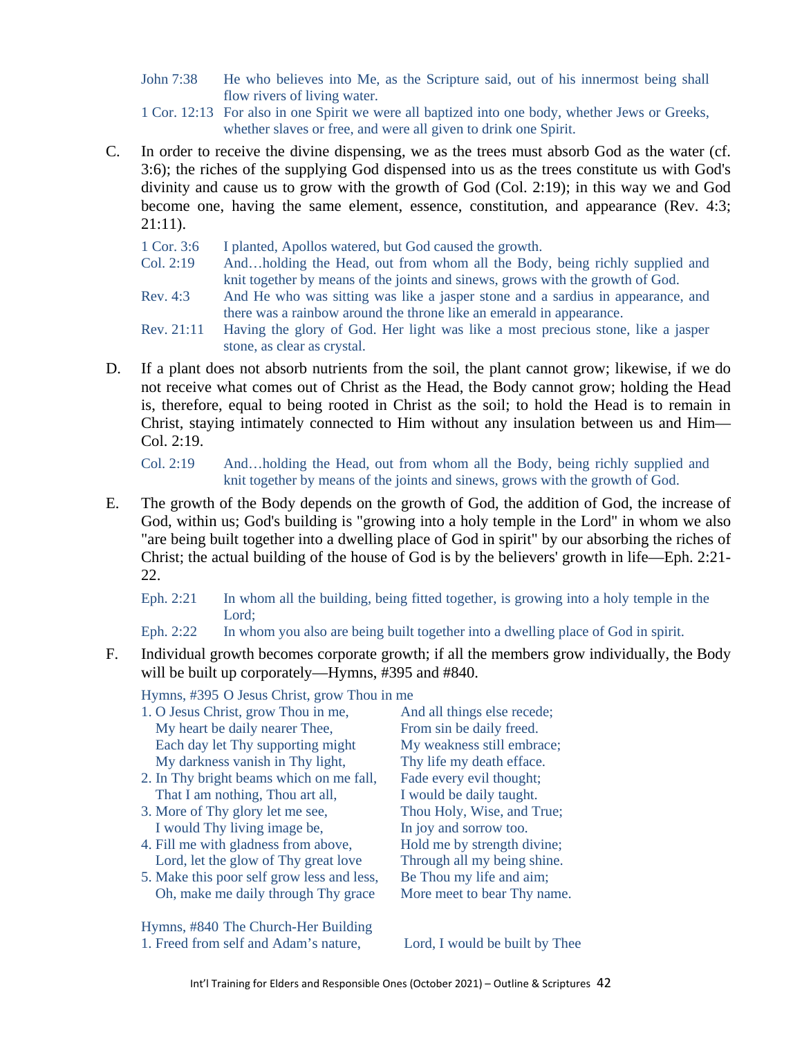John 7:38 He who believes into Me, as the Scripture said, out of his innermost being shall flow rivers of living water.

1 Cor. 12:13 For also in one Spirit we were all baptized into one body, whether Jews or Greeks, whether slaves or free, and were all given to drink one Spirit.

C. In order to receive the divine dispensing, we as the trees must absorb God as the water (cf. 3:6); the riches of the supplying God dispensed into us as the trees constitute us with God's divinity and cause us to grow with the growth of God (Col. 2:19); in this way we and God become one, having the same element, essence, constitution, and appearance (Rev. 4:3; 21:11).

1 Cor. 3:6 I planted, Apollos watered, but God caused the growth.

Col. 2:19 And…holding the Head, out from whom all the Body, being richly supplied and knit together by means of the joints and sinews, grows with the growth of God.

Rev. 4:3 And He who was sitting was like a jasper stone and a sardius in appearance, and there was a rainbow around the throne like an emerald in appearance.

Rev. 21:11 Having the glory of God. Her light was like a most precious stone, like a jasper stone, as clear as crystal.

D. If a plant does not absorb nutrients from the soil, the plant cannot grow; likewise, if we do not receive what comes out of Christ as the Head, the Body cannot grow; holding the Head is, therefore, equal to being rooted in Christ as the soil; to hold the Head is to remain in Christ, staying intimately connected to Him without any insulation between us and Him—Col. 2:19.

Col. 2:19 And…holding the Head, out from whom all the Body, being richly supplied and knit together by means of the joints and sinews, grows with the growth of God.

E. The growth of the Body depends on the growth of God, the addition of God, the increase of God, within us; God's building is "growing into a holy temple in the Lord" in whom we also "are being built together into a dwelling place of God in spirit" by our absorbing the riches of Christ; the actual building of the house of God is by the believers' growth in life—Eph. 2:21-22.

Eph. 2:21 In whom all the building, being fitted together, is growing into a holy temple in the Lord;

Eph. 2:22 In whom you also are being built together into a dwelling place of God in spirit.

F. Individual growth becomes corporate growth; if all the members grow individually, the Body will be built up corporately—Hymns, #395 and #840.

Hymns, #395 O Jesus Christ, grow Thou in me

1. O Jesus Christ, grow Thou in me,
   And all things else recede;
   My heart be daily nearer Thee,
   From sin be daily freed.
   Each day let Thy supporting might
   My weakness still embrace;
   My darkness vanish in Thy light,
   Thy life my death efface.
2. In Thy bright beams which on me fall,
   Fade every evil thought;
   That I am nothing, Thou art all,
   I would be daily taught.
3. More of Thy glory let me see,
   Thou Holy, Wise, and True;
   I would Thy living image be,
   In joy and sorrow too.
4. Fill me with gladness from above,
   Hold me by strength divine;
   Lord, let the glow of Thy great love
   Through all my being shine.
5. Make this poor self grow less and less,
   Be Thou my life and aim;
   Oh, make me daily through Thy grace
   More meet to bear Thy name.

Hymns, #840 The Church-Her Building

1. Freed from self and Adam's nature,
   Lord, I would be built by Thee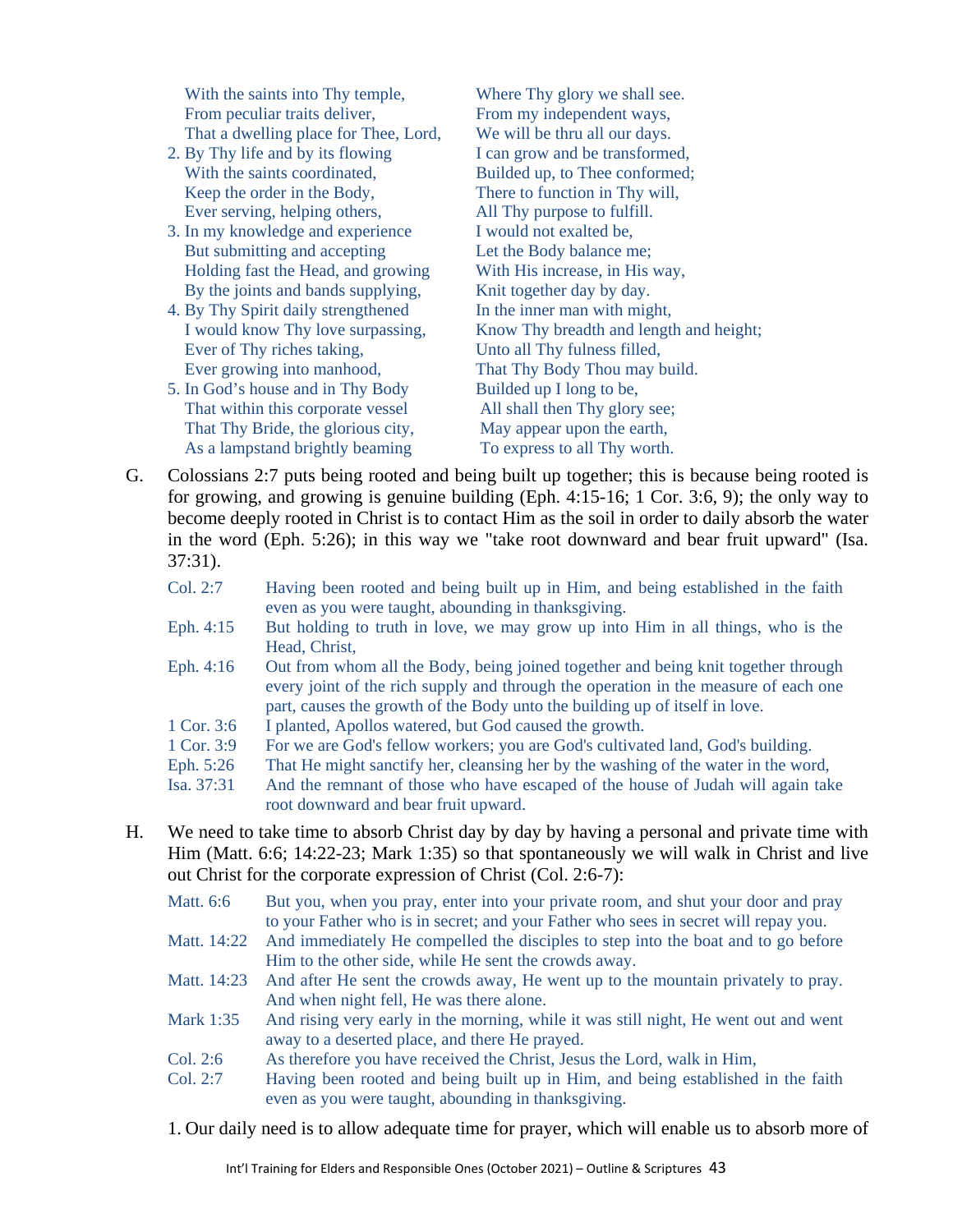With the saints into Thy temple,
From peculiar traits deliver,
That a dwelling place for Thee, Lord,
Where Thy glory we shall see.
From my independent ways,
We will be thru all our days.

2. By Thy life and by its flowing
With the saints coordinated,
Keep the order in the Body,
Ever serving, helping others,
I can grow and be transformed,
Builded up, to Thee conformed;
There to function in Thy will,
All Thy purpose to fulfill.

3. In my knowledge and experience
But submitting and accepting
Holding fast the Head, and growing
By the joints and bands supplying,
I would not exalted be,
Let the Body balance me;
With His increase, in His way,
Knit together day by day.

4. By Thy Spirit daily strengthened
I would know Thy love surpassing,
Ever of Thy riches taking,
Ever growing into manhood,
In the inner man with might,
Know Thy breadth and length and height;
Unto all Thy fulness filled,
That Thy Body Thou may build.

5. In God's house and in Thy Body
That within this corporate vessel
That Thy Bride, the glorious city,
As a lampstand brightly beaming
Builded up I long to be,
All shall then Thy glory see;
May appear upon the earth,
To express to all Thy worth.

G. Colossians 2:7 puts being rooted and being built up together; this is because being rooted is for growing, and growing is genuine building (Eph. 4:15-16; 1 Cor. 3:6, 9); the only way to become deeply rooted in Christ is to contact Him as the soil in order to daily absorb the water in the word (Eph. 5:26); in this way we "take root downward and bear fruit upward" (Isa. 37:31).

| | |
|---|---|
| Col. 2:7 | Having been rooted and being built up in Him, and being established in the faith even as you were taught, abounding in thanksgiving. |
| Eph. 4:15 | But holding to truth in love, we may grow up into Him in all things, who is the Head, Christ, |
| Eph. 4:16 | Out from whom all the Body, being joined together and being knit together through every joint of the rich supply and through the operation in the measure of each one part, causes the growth of the Body unto the building up of itself in love. |
| 1 Cor. 3:6 | I planted, Apollos watered, but God caused the growth. |
| 1 Cor. 3:9 | For we are God's fellow workers; you are God's cultivated land, God's building. |
| Eph. 5:26 | That He might sanctify her, cleansing her by the washing of the water in the word, |
| Isa. 37:31 | And the remnant of those who have escaped of the house of Judah will again take root downward and bear fruit upward. |

H. We need to take time to absorb Christ day by day by having a personal and private time with Him (Matt. 6:6; 14:22-23; Mark 1:35) so that spontaneously we will walk in Christ and live out Christ for the corporate expression of Christ (Col. 2:6-7):

| | |
|---|---|
| Matt. 6:6 | But you, when you pray, enter into your private room, and shut your door and pray to your Father who is in secret; and your Father who sees in secret will repay you. |
| Matt. 14:22 | And immediately He compelled the disciples to step into the boat and to go before Him to the other side, while He sent the crowds away. |
| Matt. 14:23 | And after He sent the crowds away, He went up to the mountain privately to pray. And when night fell, He was there alone. |
| Mark 1:35 | And rising very early in the morning, while it was still night, He went out and went away to a deserted place, and there He prayed. |
| Col. 2:6 | As therefore you have received the Christ, Jesus the Lord, walk in Him, |
| Col. 2:7 | Having been rooted and being built up in Him, and being established in the faith even as you were taught, abounding in thanksgiving. |

1. Our daily need is to allow adequate time for prayer, which will enable us to absorb more of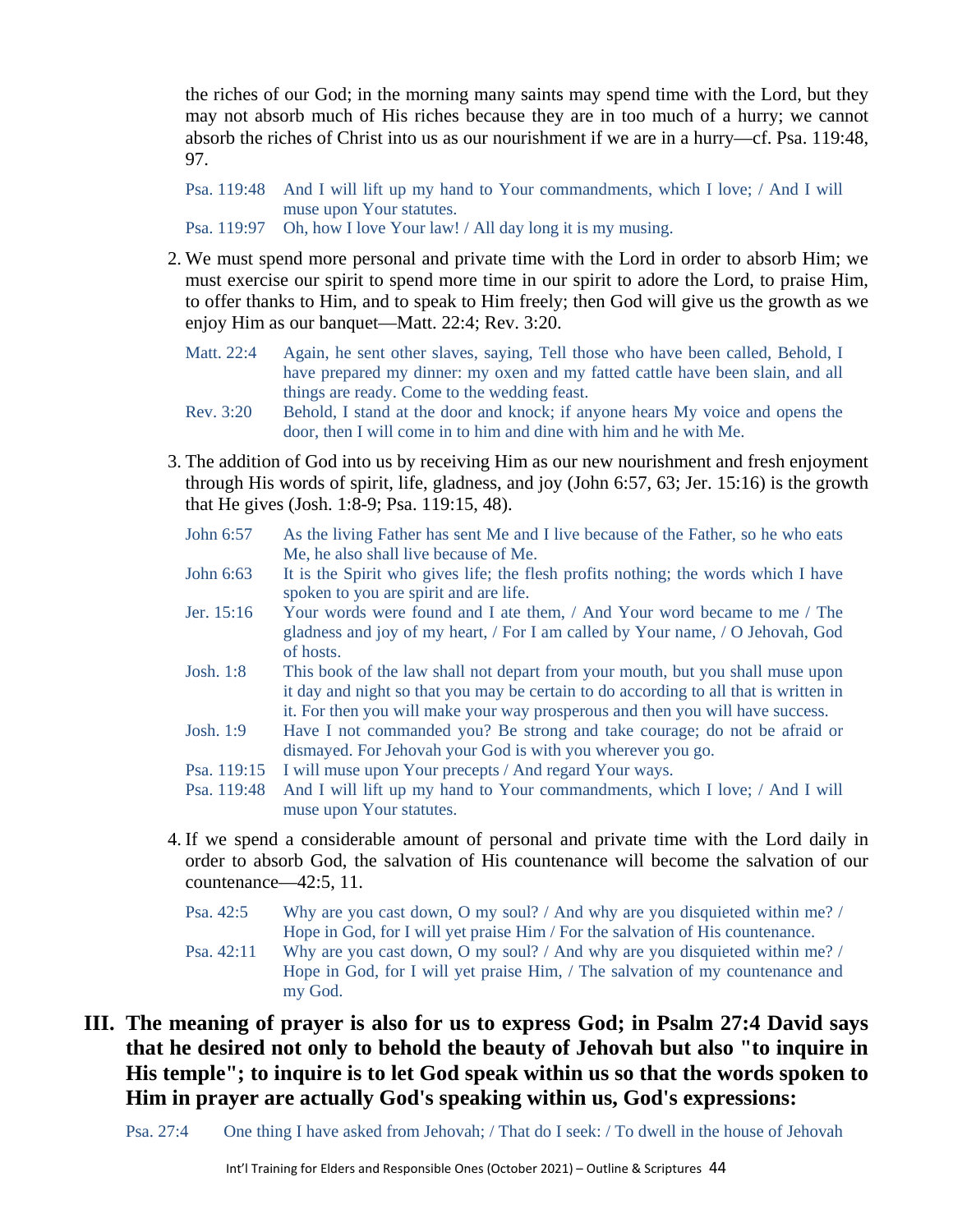the riches of our God; in the morning many saints may spend time with the Lord, but they may not absorb much of His riches because they are in too much of a hurry; we cannot absorb the riches of Christ into us as our nourishment if we are in a hurry—cf. Psa. 119:48, 97.

Psa. 119:48 And I will lift up my hand to Your commandments, which I love; / And I will muse upon Your statutes.
Psa. 119:97 Oh, how I love Your law! / All day long it is my musing.

2. We must spend more personal and private time with the Lord in order to absorb Him; we must exercise our spirit to spend more time in our spirit to adore the Lord, to praise Him, to offer thanks to Him, and to speak to Him freely; then God will give us the growth as we enjoy Him as our banquet—Matt. 22:4; Rev. 3:20.

Matt. 22:4 Again, he sent other slaves, saying, Tell those who have been called, Behold, I have prepared my dinner: my oxen and my fatted cattle have been slain, and all things are ready. Come to the wedding feast.
Rev. 3:20 Behold, I stand at the door and knock; if anyone hears My voice and opens the door, then I will come in to him and dine with him and he with Me.

3. The addition of God into us by receiving Him as our new nourishment and fresh enjoyment through His words of spirit, life, gladness, and joy (John 6:57, 63; Jer. 15:16) is the growth that He gives (Josh. 1:8-9; Psa. 119:15, 48).

John 6:57 As the living Father has sent Me and I live because of the Father, so he who eats Me, he also shall live because of Me.
John 6:63 It is the Spirit who gives life; the flesh profits nothing; the words which I have spoken to you are spirit and are life.
Jer. 15:16 Your words were found and I ate them, / And Your word became to me / The gladness and joy of my heart, / For I am called by Your name, / O Jehovah, God of hosts.
Josh. 1:8 This book of the law shall not depart from your mouth, but you shall muse upon it day and night so that you may be certain to do according to all that is written in it. For then you will make your way prosperous and then you will have success.
Josh. 1:9 Have I not commanded you? Be strong and take courage; do not be afraid or dismayed. For Jehovah your God is with you wherever you go.
Psa. 119:15 I will muse upon Your precepts / And regard Your ways.
Psa. 119:48 And I will lift up my hand to Your commandments, which I love; / And I will muse upon Your statutes.

4. If we spend a considerable amount of personal and private time with the Lord daily in order to absorb God, the salvation of His countenance will become the salvation of our countenance—42:5, 11.

Psa. 42:5 Why are you cast down, O my soul? / And why are you disquieted within me? / Hope in God, for I will yet praise Him / For the salvation of His countenance.
Psa. 42:11 Why are you cast down, O my soul? / And why are you disquieted within me? / Hope in God, for I will yet praise Him, / The salvation of my countenance and my God.

## III. The meaning of prayer is also for us to express God; in Psalm 27:4 David says that he desired not only to behold the beauty of Jehovah but also "to inquire in His temple"; to inquire is to let God speak within us so that the words spoken to Him in prayer are actually God's speaking within us, God's expressions:

Psa. 27:4 One thing I have asked from Jehovah; / That do I seek: / To dwell in the house of Jehovah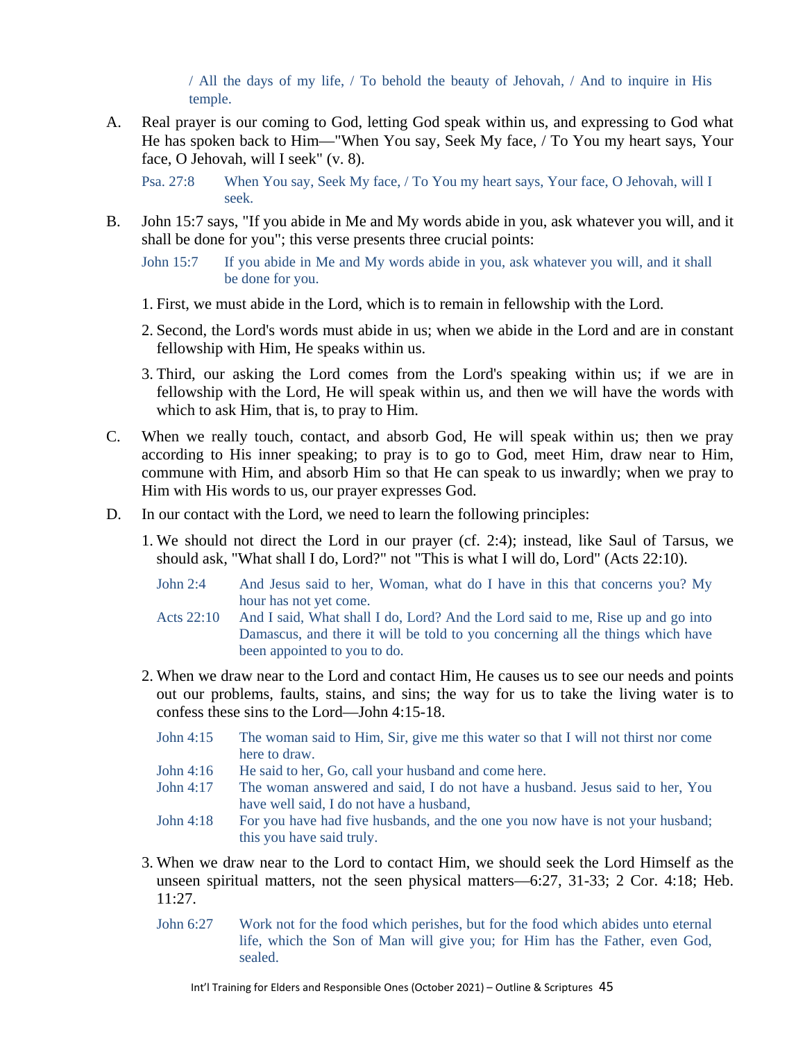/ All the days of my life, / To behold the beauty of Jehovah, / And to inquire in His temple.

A. Real prayer is our coming to God, letting God speak within us, and expressing to God what He has spoken back to Him—"When You say, Seek My face, / To You my heart says, Your face, O Jehovah, will I seek" (v. 8).

Psa. 27:8 When You say, Seek My face, / To You my heart says, Your face, O Jehovah, will I seek.

B. John 15:7 says, "If you abide in Me and My words abide in you, ask whatever you will, and it shall be done for you"; this verse presents three crucial points:

John 15:7 If you abide in Me and My words abide in you, ask whatever you will, and it shall be done for you.

1. First, we must abide in the Lord, which is to remain in fellowship with the Lord.
2. Second, the Lord's words must abide in us; when we abide in the Lord and are in constant fellowship with Him, He speaks within us.
3. Third, our asking the Lord comes from the Lord's speaking within us; if we are in fellowship with the Lord, He will speak within us, and then we will have the words with which to ask Him, that is, to pray to Him.

C. When we really touch, contact, and absorb God, He will speak within us; then we pray according to His inner speaking; to pray is to go to God, meet Him, draw near to Him, commune with Him, and absorb Him so that He can speak to us inwardly; when we pray to Him with His words to us, our prayer expresses God.

D. In our contact with the Lord, we need to learn the following principles:

1. We should not direct the Lord in our prayer (cf. 2:4); instead, like Saul of Tarsus, we should ask, "What shall I do, Lord?" not "This is what I will do, Lord" (Acts 22:10).

   John 2:4 And Jesus said to her, Woman, what do I have in this that concerns you? My hour has not yet come.
   Acts 22:10 And I said, What shall I do, Lord? And the Lord said to me, Rise up and go into Damascus, and there it will be told to you concerning all the things which have been appointed to you to do.

2. When we draw near to the Lord and contact Him, He causes us to see our needs and points out our problems, faults, stains, and sins; the way for us to take the living water is to confess these sins to the Lord—John 4:15-18.

   John 4:15 The woman said to Him, Sir, give me this water so that I will not thirst nor come here to draw.
   John 4:16 He said to her, Go, call your husband and come here.
   John 4:17 The woman answered and said, I do not have a husband. Jesus said to her, You have well said, I do not have a husband,
   John 4:18 For you have had five husbands, and the one you now have is not your husband; this you have said truly.

3. When we draw near to the Lord to contact Him, we should seek the Lord Himself as the unseen spiritual matters, not the seen physical matters—6:27, 31-33; 2 Cor. 4:18; Heb. 11:27.

   John 6:27 Work not for the food which perishes, but for the food which abides unto eternal life, which the Son of Man will give you; for Him has the Father, even God, sealed.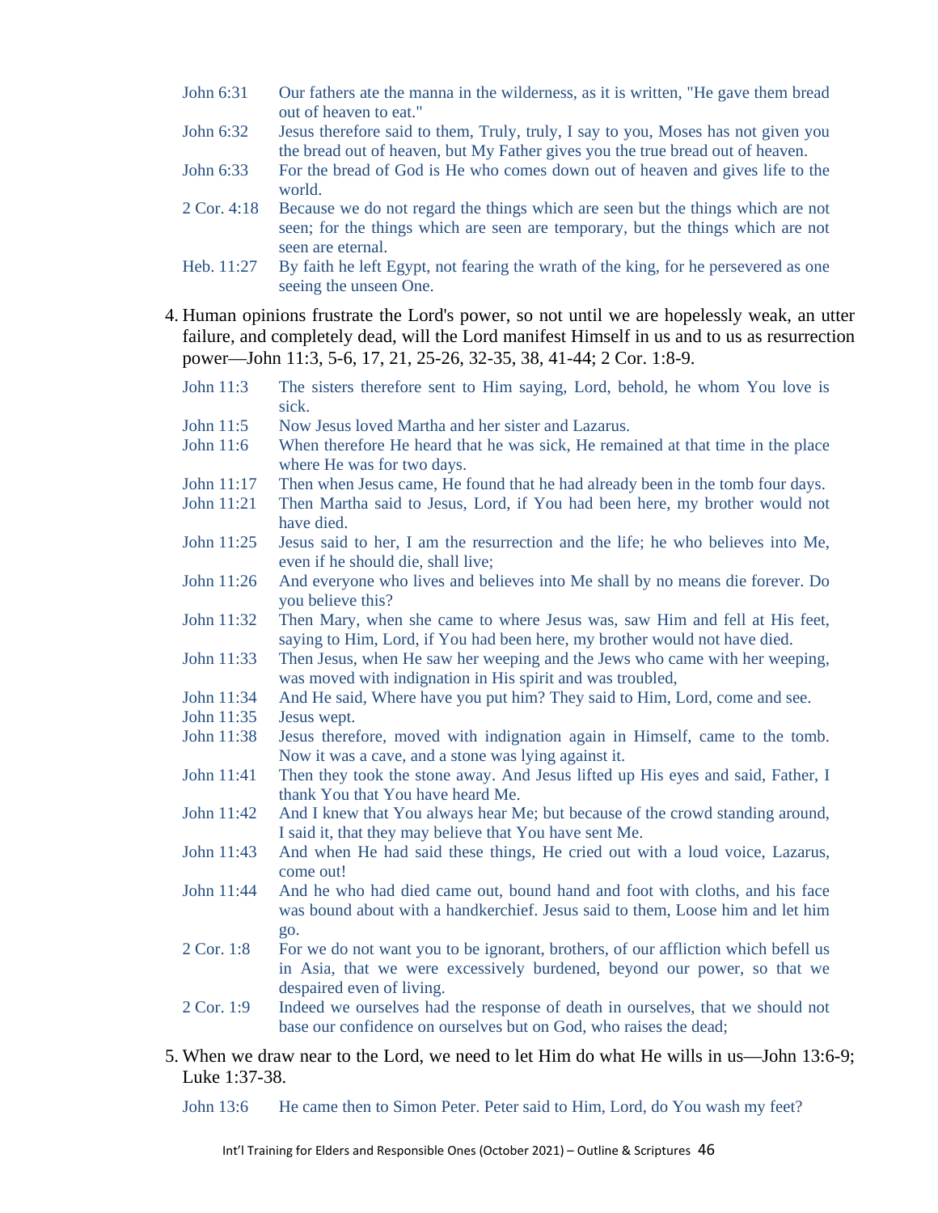John 6:31 Our fathers ate the manna in the wilderness, as it is written, "He gave them bread out of heaven to eat."

John 6:32 Jesus therefore said to them, Truly, truly, I say to you, Moses has not given you the bread out of heaven, but My Father gives you the true bread out of heaven.

John 6:33 For the bread of God is He who comes down out of heaven and gives life to the world.

2 Cor. 4:18 Because we do not regard the things which are seen but the things which are not seen; for the things which are seen are temporary, but the things which are not seen are eternal.

Heb. 11:27 By faith he left Egypt, not fearing the wrath of the king, for he persevered as one seeing the unseen One.

4. Human opinions frustrate the Lord's power, so not until we are hopelessly weak, an utter failure, and completely dead, will the Lord manifest Himself in us and to us as resurrection power—John 11:3, 5-6, 17, 21, 25-26, 32-35, 38, 41-44; 2 Cor. 1:8-9.

John 11:3 The sisters therefore sent to Him saying, Lord, behold, he whom You love is sick.

John 11:5 Now Jesus loved Martha and her sister and Lazarus.

John 11:6 When therefore He heard that he was sick, He remained at that time in the place where He was for two days.

John 11:17 Then when Jesus came, He found that he had already been in the tomb four days.

John 11:21 Then Martha said to Jesus, Lord, if You had been here, my brother would not have died.

John 11:25 Jesus said to her, I am the resurrection and the life; he who believes into Me, even if he should die, shall live;

John 11:26 And everyone who lives and believes into Me shall by no means die forever. Do you believe this?

John 11:32 Then Mary, when she came to where Jesus was, saw Him and fell at His feet, saying to Him, Lord, if You had been here, my brother would not have died.

John 11:33 Then Jesus, when He saw her weeping and the Jews who came with her weeping, was moved with indignation in His spirit and was troubled,

John 11:34 And He said, Where have you put him? They said to Him, Lord, come and see.

John 11:35 Jesus wept.

John 11:38 Jesus therefore, moved with indignation again in Himself, came to the tomb. Now it was a cave, and a stone was lying against it.

John 11:41 Then they took the stone away. And Jesus lifted up His eyes and said, Father, I thank You that You have heard Me.

John 11:42 And I knew that You always hear Me; but because of the crowd standing around, I said it, that they may believe that You have sent Me.

John 11:43 And when He had said these things, He cried out with a loud voice, Lazarus, come out!

John 11:44 And he who had died came out, bound hand and foot with cloths, and his face was bound about with a handkerchief. Jesus said to them, Loose him and let him go.

2 Cor. 1:8 For we do not want you to be ignorant, brothers, of our affliction which befell us in Asia, that we were excessively burdened, beyond our power, so that we despaired even of living.

2 Cor. 1:9 Indeed we ourselves had the response of death in ourselves, that we should not base our confidence on ourselves but on God, who raises the dead;

5. When we draw near to the Lord, we need to let Him do what He wills in us—John 13:6-9; Luke 1:37-38.

John 13:6 He came then to Simon Peter. Peter said to Him, Lord, do You wash my feet?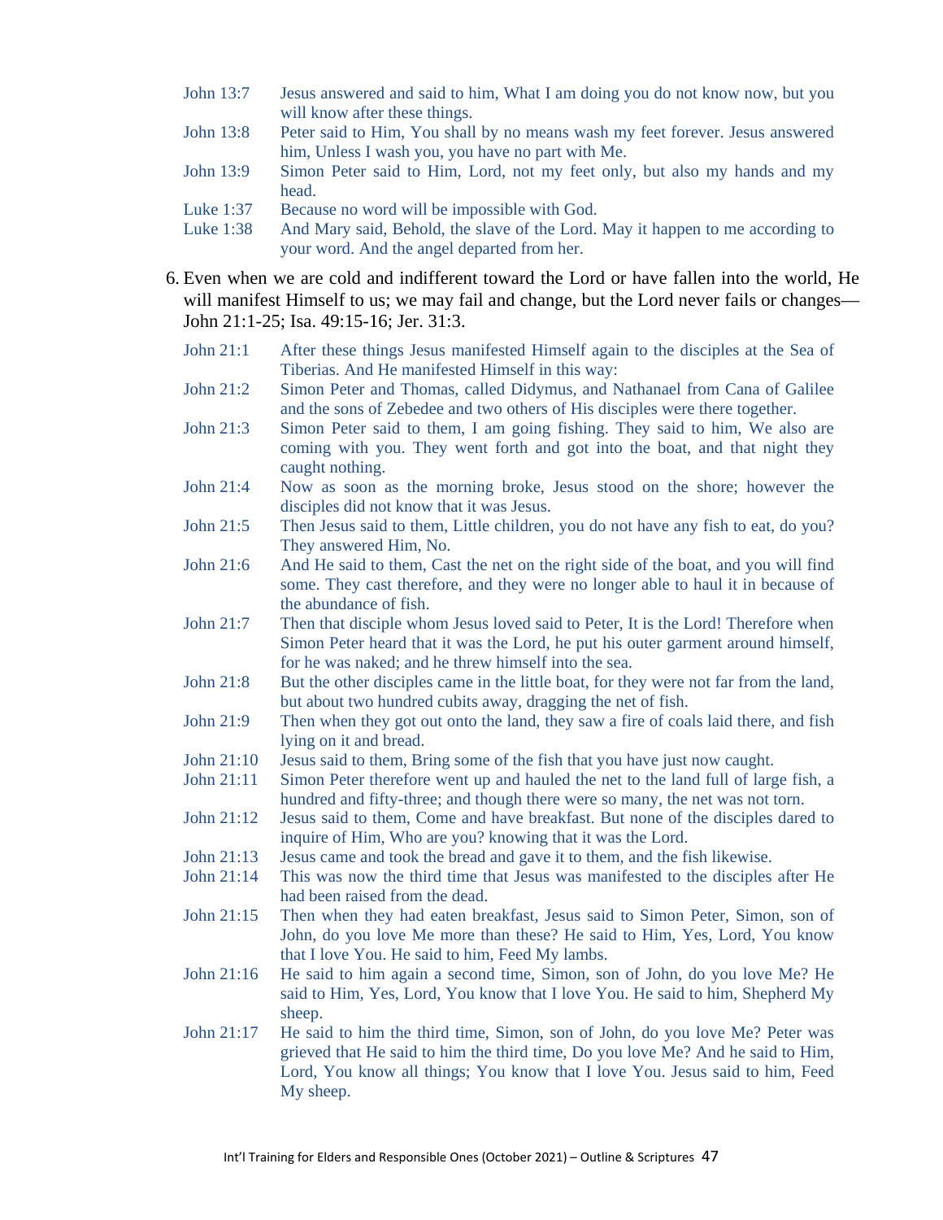John 13:7 Jesus answered and said to him, What I am doing you do not know now, but you will know after these things.

John 13:8 Peter said to Him, You shall by no means wash my feet forever. Jesus answered him, Unless I wash you, you have no part with Me.

John 13:9 Simon Peter said to Him, Lord, not my feet only, but also my hands and my head.

Luke 1:37 Because no word will be impossible with God.

Luke 1:38 And Mary said, Behold, the slave of the Lord. May it happen to me according to your word. And the angel departed from her.

6. Even when we are cold and indifferent toward the Lord or have fallen into the world, He will manifest Himself to us; we may fail and change, but the Lord never fails or changes—John 21:1-25; Isa. 49:15-16; Jer. 31:3.

John 21:1 After these things Jesus manifested Himself again to the disciples at the Sea of Tiberias. And He manifested Himself in this way:

John 21:2 Simon Peter and Thomas, called Didymus, and Nathanael from Cana of Galilee and the sons of Zebedee and two others of His disciples were there together.

John 21:3 Simon Peter said to them, I am going fishing. They said to him, We also are coming with you. They went forth and got into the boat, and that night they caught nothing.

John 21:4 Now as soon as the morning broke, Jesus stood on the shore; however the disciples did not know that it was Jesus.

John 21:5 Then Jesus said to them, Little children, you do not have any fish to eat, do you? They answered Him, No.

John 21:6 And He said to them, Cast the net on the right side of the boat, and you will find some. They cast therefore, and they were no longer able to haul it in because of the abundance of fish.

John 21:7 Then that disciple whom Jesus loved said to Peter, It is the Lord! Therefore when Simon Peter heard that it was the Lord, he put his outer garment around himself, for he was naked; and he threw himself into the sea.

John 21:8 But the other disciples came in the little boat, for they were not far from the land, but about two hundred cubits away, dragging the net of fish.

John 21:9 Then when they got out onto the land, they saw a fire of coals laid there, and fish lying on it and bread.

John 21:10 Jesus said to them, Bring some of the fish that you have just now caught.

John 21:11 Simon Peter therefore went up and hauled the net to the land full of large fish, a hundred and fifty-three; and though there were so many, the net was not torn.

John 21:12 Jesus said to them, Come and have breakfast. But none of the disciples dared to inquire of Him, Who are you? knowing that it was the Lord.

John 21:13 Jesus came and took the bread and gave it to them, and the fish likewise.

John 21:14 This was now the third time that Jesus was manifested to the disciples after He had been raised from the dead.

John 21:15 Then when they had eaten breakfast, Jesus said to Simon Peter, Simon, son of John, do you love Me more than these? He said to Him, Yes, Lord, You know that I love You. He said to him, Feed My lambs.

John 21:16 He said to him again a second time, Simon, son of John, do you love Me? He said to Him, Yes, Lord, You know that I love You. He said to him, Shepherd My sheep.

John 21:17 He said to him the third time, Simon, son of John, do you love Me? Peter was grieved that He said to him the third time, Do you love Me? And he said to Him, Lord, You know all things; You know that I love You. Jesus said to him, Feed My sheep.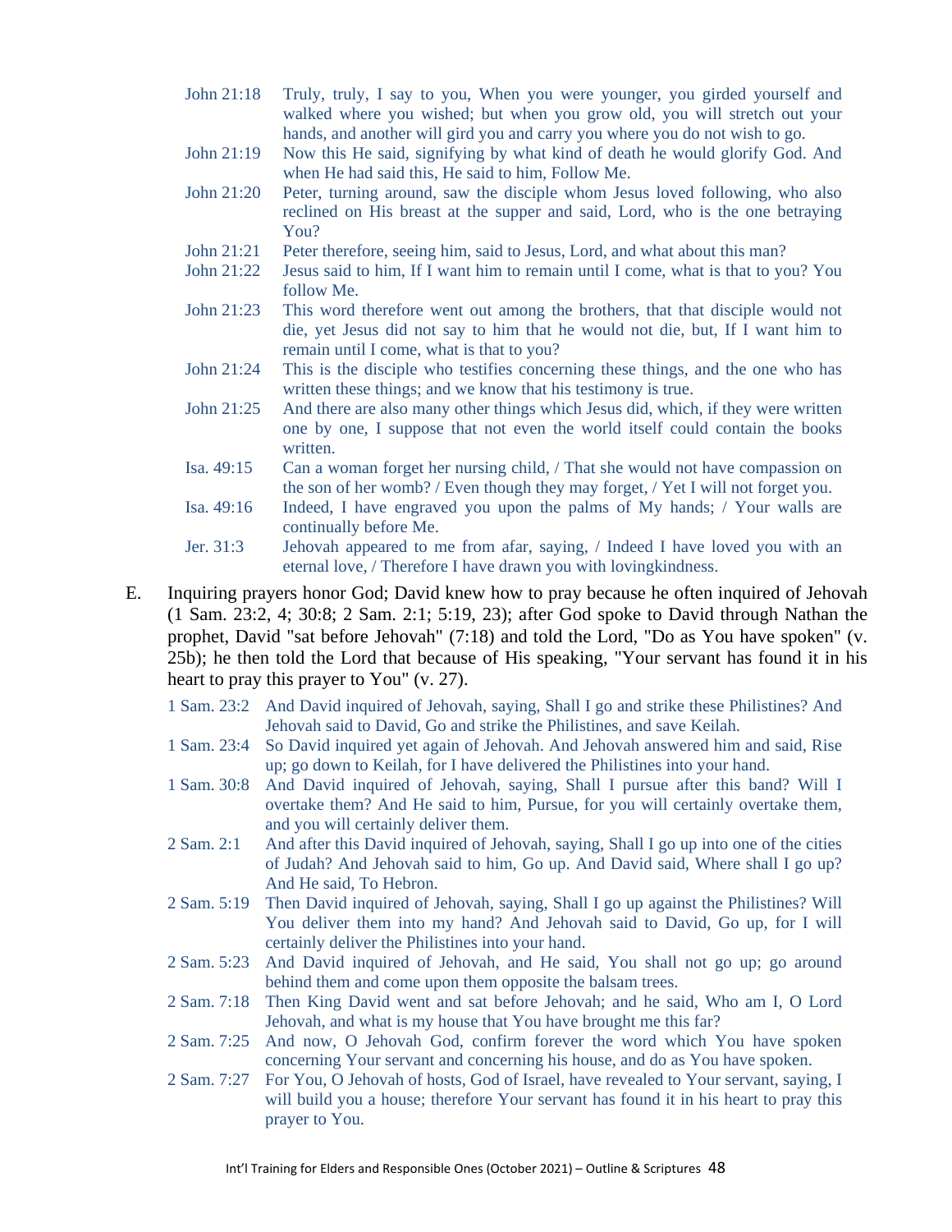John 21:18 Truly, truly, I say to you, When you were younger, you girded yourself and walked where you wished; but when you grow old, you will stretch out your hands, and another will gird you and carry you where you do not wish to go.

John 21:19 Now this He said, signifying by what kind of death he would glorify God. And when He had said this, He said to him, Follow Me.

John 21:20 Peter, turning around, saw the disciple whom Jesus loved following, who also reclined on His breast at the supper and said, Lord, who is the one betraying You?

John 21:21 Peter therefore, seeing him, said to Jesus, Lord, and what about this man?

John 21:22 Jesus said to him, If I want him to remain until I come, what is that to you? You follow Me.

John 21:23 This word therefore went out among the brothers, that that disciple would not die, yet Jesus did not say to him that he would not die, but, If I want him to remain until I come, what is that to you?

John 21:24 This is the disciple who testifies concerning these things, and the one who has written these things; and we know that his testimony is true.

John 21:25 And there are also many other things which Jesus did, which, if they were written one by one, I suppose that not even the world itself could contain the books written.

Isa. 49:15 Can a woman forget her nursing child, / That she would not have compassion on the son of her womb? / Even though they may forget, / Yet I will not forget you.

Isa. 49:16 Indeed, I have engraved you upon the palms of My hands; / Your walls are continually before Me.

Jer. 31:3 Jehovah appeared to me from afar, saying, / Indeed I have loved you with an eternal love, / Therefore I have drawn you with lovingkindness.

E. Inquiring prayers honor God; David knew how to pray because he often inquired of Jehovah (1 Sam. 23:2, 4; 30:8; 2 Sam. 2:1; 5:19, 23); after God spoke to David through Nathan the prophet, David "sat before Jehovah" (7:18) and told the Lord, "Do as You have spoken" (v. 25b); he then told the Lord that because of His speaking, "Your servant has found it in his heart to pray this prayer to You" (v. 27).

1 Sam. 23:2 And David inquired of Jehovah, saying, Shall I go and strike these Philistines? And Jehovah said to David, Go and strike the Philistines, and save Keilah.

1 Sam. 23:4 So David inquired yet again of Jehovah. And Jehovah answered him and said, Rise up; go down to Keilah, for I have delivered the Philistines into your hand.

1 Sam. 30:8 And David inquired of Jehovah, saying, Shall I pursue after this band? Will I overtake them? And He said to him, Pursue, for you will certainly overtake them, and you will certainly deliver them.

2 Sam. 2:1 And after this David inquired of Jehovah, saying, Shall I go up into one of the cities of Judah? And Jehovah said to him, Go up. And David said, Where shall I go up? And He said, To Hebron.

2 Sam. 5:19 Then David inquired of Jehovah, saying, Shall I go up against the Philistines? Will You deliver them into my hand? And Jehovah said to David, Go up, for I will certainly deliver the Philistines into your hand.

2 Sam. 5:23 And David inquired of Jehovah, and He said, You shall not go up; go around behind them and come upon them opposite the balsam trees.

2 Sam. 7:18 Then King David went and sat before Jehovah; and he said, Who am I, O Lord Jehovah, and what is my house that You have brought me this far?

2 Sam. 7:25 And now, O Jehovah God, confirm forever the word which You have spoken concerning Your servant and concerning his house, and do as You have spoken.

2 Sam. 7:27 For You, O Jehovah of hosts, God of Israel, have revealed to Your servant, saying, I will build you a house; therefore Your servant has found it in his heart to pray this prayer to You.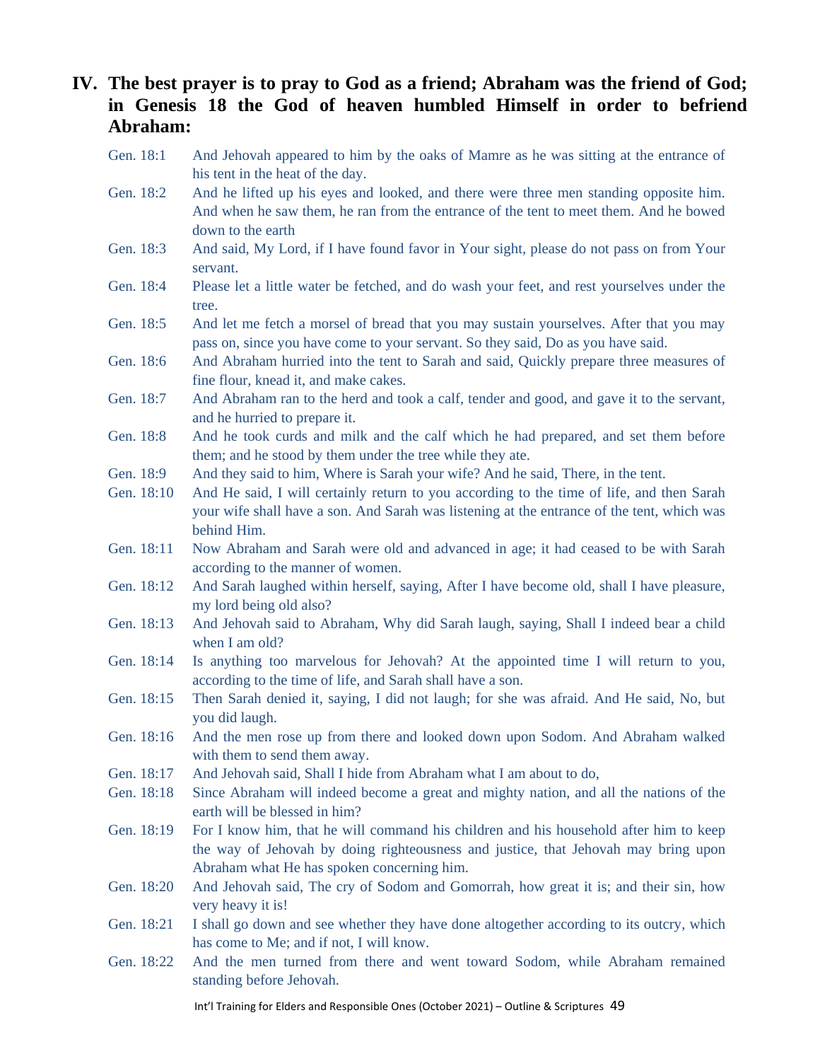## IV. The best prayer is to pray to God as a friend; Abraham was the friend of God; in Genesis 18 the God of heaven humbled Himself in order to befriend Abraham:

| | |
|---|---|
| Gen. 18:1 | And Jehovah appeared to him by the oaks of Mamre as he was sitting at the entrance of his tent in the heat of the day. |
| Gen. 18:2 | And he lifted up his eyes and looked, and there were three men standing opposite him. And when he saw them, he ran from the entrance of the tent to meet them. And he bowed down to the earth |
| Gen. 18:3 | And said, My Lord, if I have found favor in Your sight, please do not pass on from Your servant. |
| Gen. 18:4 | Please let a little water be fetched, and do wash your feet, and rest yourselves under the tree. |
| Gen. 18:5 | And let me fetch a morsel of bread that you may sustain yourselves. After that you may pass on, since you have come to your servant. So they said, Do as you have said. |
| Gen. 18:6 | And Abraham hurried into the tent to Sarah and said, Quickly prepare three measures of fine flour, knead it, and make cakes. |
| Gen. 18:7 | And Abraham ran to the herd and took a calf, tender and good, and gave it to the servant, and he hurried to prepare it. |
| Gen. 18:8 | And he took curds and milk and the calf which he had prepared, and set them before them; and he stood by them under the tree while they ate. |
| Gen. 18:9 | And they said to him, Where is Sarah your wife? And he said, There, in the tent. |
| Gen. 18:10 | And He said, I will certainly return to you according to the time of life, and then Sarah your wife shall have a son. And Sarah was listening at the entrance of the tent, which was behind Him. |
| Gen. 18:11 | Now Abraham and Sarah were old and advanced in age; it had ceased to be with Sarah according to the manner of women. |
| Gen. 18:12 | And Sarah laughed within herself, saying, After I have become old, shall I have pleasure, my lord being old also? |
| Gen. 18:13 | And Jehovah said to Abraham, Why did Sarah laugh, saying, Shall I indeed bear a child when I am old? |
| Gen. 18:14 | Is anything too marvelous for Jehovah? At the appointed time I will return to you, according to the time of life, and Sarah shall have a son. |
| Gen. 18:15 | Then Sarah denied it, saying, I did not laugh; for she was afraid. And He said, No, but you did laugh. |
| Gen. 18:16 | And the men rose up from there and looked down upon Sodom. And Abraham walked with them to send them away. |
| Gen. 18:17 | And Jehovah said, Shall I hide from Abraham what I am about to do, |
| Gen. 18:18 | Since Abraham will indeed become a great and mighty nation, and all the nations of the earth will be blessed in him? |
| Gen. 18:19 | For I know him, that he will command his children and his household after him to keep the way of Jehovah by doing righteousness and justice, that Jehovah may bring upon Abraham what He has spoken concerning him. |
| Gen. 18:20 | And Jehovah said, The cry of Sodom and Gomorrah, how great it is; and their sin, how very heavy it is! |
| Gen. 18:21 | I shall go down and see whether they have done altogether according to its outcry, which has come to Me; and if not, I will know. |
| Gen. 18:22 | And the men turned from there and went toward Sodom, while Abraham remained standing before Jehovah. |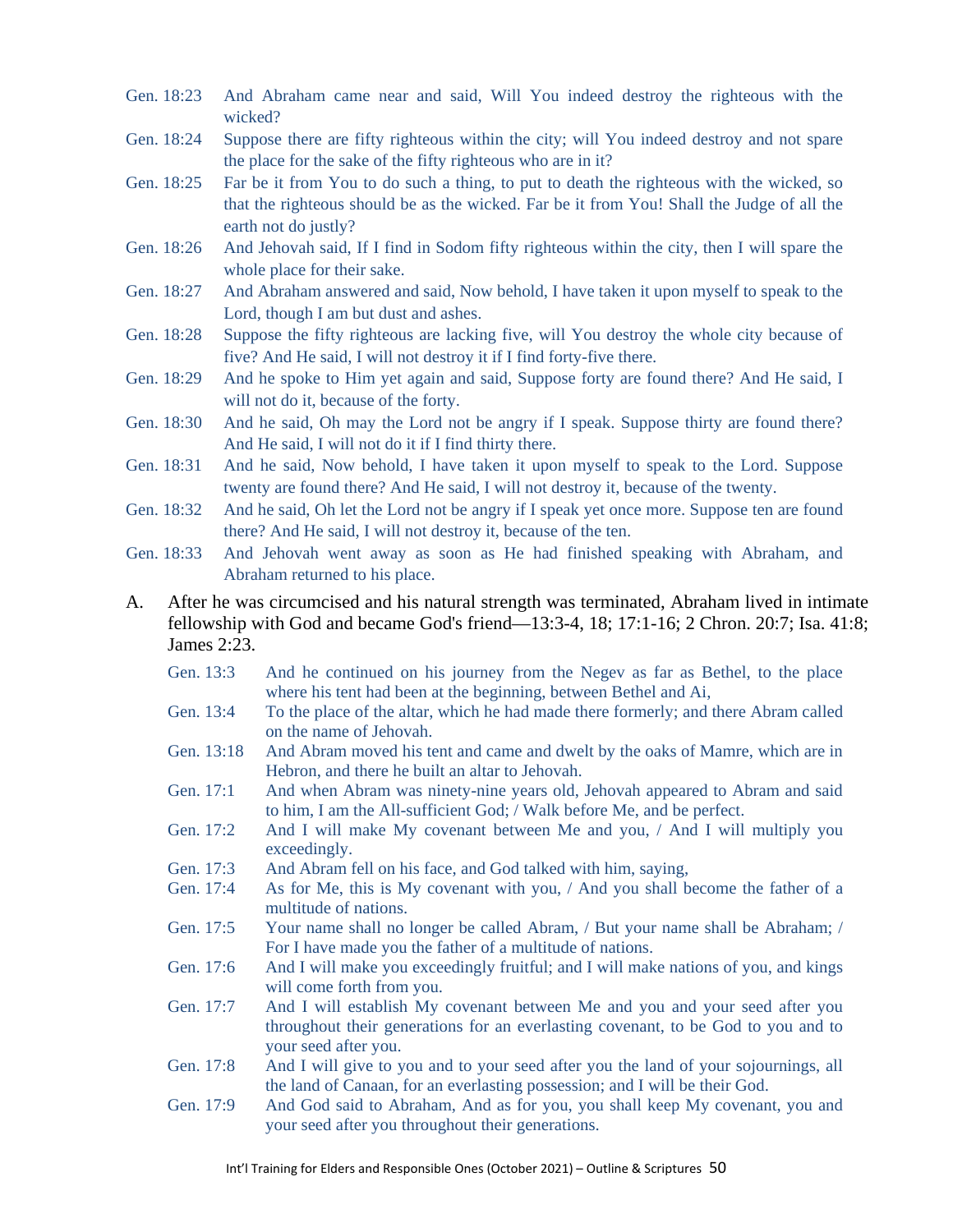Gen. 18:23 And Abraham came near and said, Will You indeed destroy the righteous with the wicked?

Gen. 18:24 Suppose there are fifty righteous within the city; will You indeed destroy and not spare the place for the sake of the fifty righteous who are in it?

Gen. 18:25 Far be it from You to do such a thing, to put to death the righteous with the wicked, so that the righteous should be as the wicked. Far be it from You! Shall the Judge of all the earth not do justly?

Gen. 18:26 And Jehovah said, If I find in Sodom fifty righteous within the city, then I will spare the whole place for their sake.

Gen. 18:27 And Abraham answered and said, Now behold, I have taken it upon myself to speak to the Lord, though I am but dust and ashes.

Gen. 18:28 Suppose the fifty righteous are lacking five, will You destroy the whole city because of five? And He said, I will not destroy it if I find forty-five there.

Gen. 18:29 And he spoke to Him yet again and said, Suppose forty are found there? And He said, I will not do it, because of the forty.

Gen. 18:30 And he said, Oh may the Lord not be angry if I speak. Suppose thirty are found there? And He said, I will not do it if I find thirty there.

Gen. 18:31 And he said, Now behold, I have taken it upon myself to speak to the Lord. Suppose twenty are found there? And He said, I will not destroy it, because of the twenty.

Gen. 18:32 And he said, Oh let the Lord not be angry if I speak yet once more. Suppose ten are found there? And He said, I will not destroy it, because of the ten.

Gen. 18:33 And Jehovah went away as soon as He had finished speaking with Abraham, and Abraham returned to his place.

A. After he was circumcised and his natural strength was terminated, Abraham lived in intimate fellowship with God and became God's friend—13:3-4, 18; 17:1-16; 2 Chron. 20:7; Isa. 41:8; James 2:23.

Gen. 13:3 And he continued on his journey from the Negev as far as Bethel, to the place where his tent had been at the beginning, between Bethel and Ai,

Gen. 13:4 To the place of the altar, which he had made there formerly; and there Abram called on the name of Jehovah.

Gen. 13:18 And Abram moved his tent and came and dwelt by the oaks of Mamre, which are in Hebron, and there he built an altar to Jehovah.

Gen. 17:1 And when Abram was ninety-nine years old, Jehovah appeared to Abram and said to him, I am the All-sufficient God; / Walk before Me, and be perfect.

Gen. 17:2 And I will make My covenant between Me and you, / And I will multiply you exceedingly.

Gen. 17:3 And Abram fell on his face, and God talked with him, saying,

Gen. 17:4 As for Me, this is My covenant with you, / And you shall become the father of a multitude of nations.

Gen. 17:5 Your name shall no longer be called Abram, / But your name shall be Abraham; / For I have made you the father of a multitude of nations.

Gen. 17:6 And I will make you exceedingly fruitful; and I will make nations of you, and kings will come forth from you.

Gen. 17:7 And I will establish My covenant between Me and you and your seed after you throughout their generations for an everlasting covenant, to be God to you and to your seed after you.

Gen. 17:8 And I will give to you and to your seed after you the land of your sojournings, all the land of Canaan, for an everlasting possession; and I will be their God.

Gen. 17:9 And God said to Abraham, And as for you, you shall keep My covenant, you and your seed after you throughout their generations.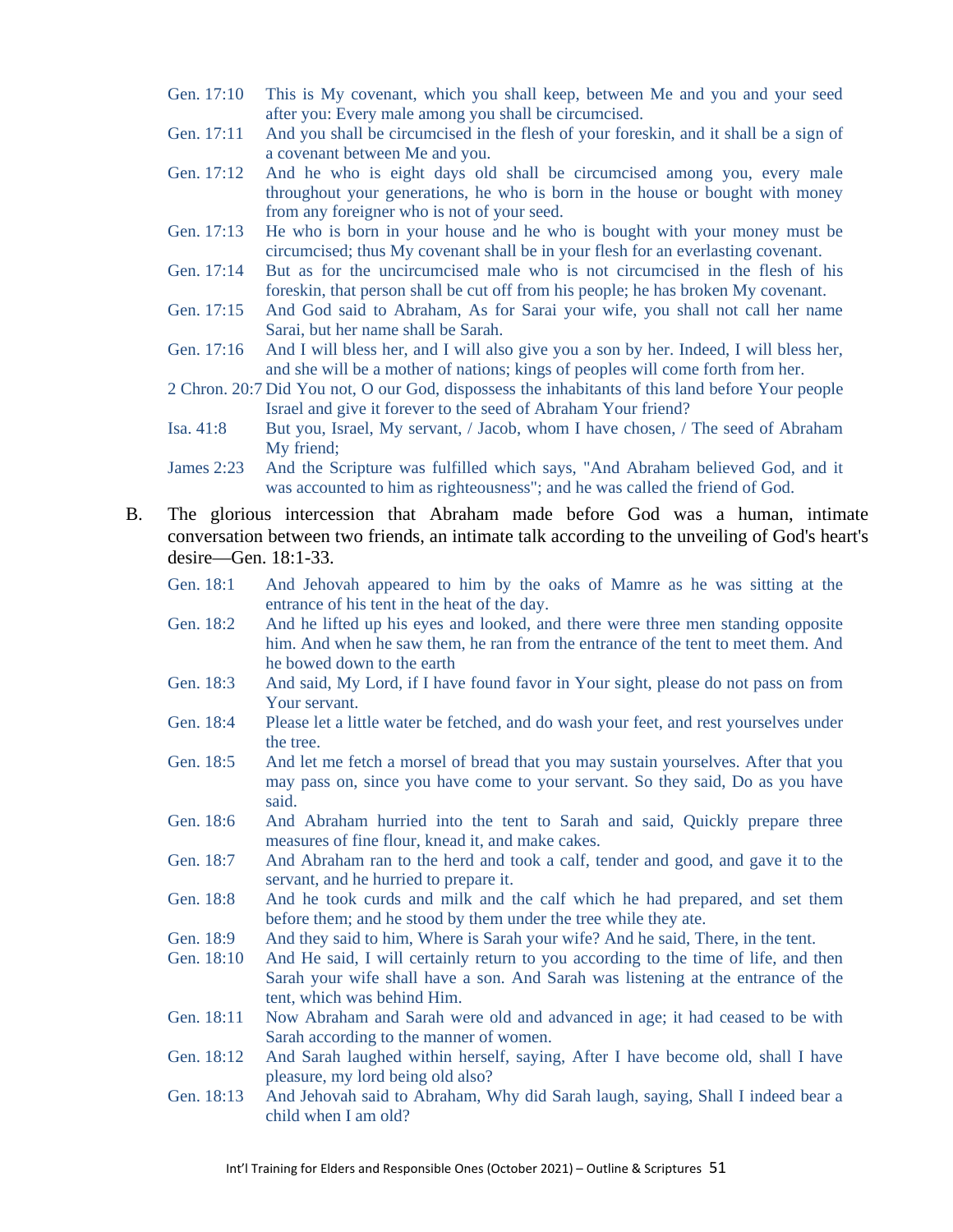Gen. 17:10 This is My covenant, which you shall keep, between Me and you and your seed after you: Every male among you shall be circumcised.

Gen. 17:11 And you shall be circumcised in the flesh of your foreskin, and it shall be a sign of a covenant between Me and you.

Gen. 17:12 And he who is eight days old shall be circumcised among you, every male throughout your generations, he who is born in the house or bought with money from any foreigner who is not of your seed.

Gen. 17:13 He who is born in your house and he who is bought with your money must be circumcised; thus My covenant shall be in your flesh for an everlasting covenant.

Gen. 17:14 But as for the uncircumcised male who is not circumcised in the flesh of his foreskin, that person shall be cut off from his people; he has broken My covenant.

Gen. 17:15 And God said to Abraham, As for Sarai your wife, you shall not call her name Sarai, but her name shall be Sarah.

Gen. 17:16 And I will bless her, and I will also give you a son by her. Indeed, I will bless her, and she will be a mother of nations; kings of peoples will come forth from her.

2 Chron. 20:7 Did You not, O our God, dispossess the inhabitants of this land before Your people Israel and give it forever to the seed of Abraham Your friend?

Isa. 41:8 But you, Israel, My servant, / Jacob, whom I have chosen, / The seed of Abraham My friend;

James 2:23 And the Scripture was fulfilled which says, "And Abraham believed God, and it was accounted to him as righteousness"; and he was called the friend of God.

B. The glorious intercession that Abraham made before God was a human, intimate conversation between two friends, an intimate talk according to the unveiling of God's heart's desire—Gen. 18:1-33.

Gen. 18:1 And Jehovah appeared to him by the oaks of Mamre as he was sitting at the entrance of his tent in the heat of the day.

Gen. 18:2 And he lifted up his eyes and looked, and there were three men standing opposite him. And when he saw them, he ran from the entrance of the tent to meet them. And he bowed down to the earth

Gen. 18:3 And said, My Lord, if I have found favor in Your sight, please do not pass on from Your servant.

Gen. 18:4 Please let a little water be fetched, and do wash your feet, and rest yourselves under the tree.

Gen. 18:5 And let me fetch a morsel of bread that you may sustain yourselves. After that you may pass on, since you have come to your servant. So they said, Do as you have said.

Gen. 18:6 And Abraham hurried into the tent to Sarah and said, Quickly prepare three measures of fine flour, knead it, and make cakes.

Gen. 18:7 And Abraham ran to the herd and took a calf, tender and good, and gave it to the servant, and he hurried to prepare it.

Gen. 18:8 And he took curds and milk and the calf which he had prepared, and set them before them; and he stood by them under the tree while they ate.

Gen. 18:9 And they said to him, Where is Sarah your wife? And he said, There, in the tent.

Gen. 18:10 And He said, I will certainly return to you according to the time of life, and then Sarah your wife shall have a son. And Sarah was listening at the entrance of the tent, which was behind Him.

Gen. 18:11 Now Abraham and Sarah were old and advanced in age; it had ceased to be with Sarah according to the manner of women.

Gen. 18:12 And Sarah laughed within herself, saying, After I have become old, shall I have pleasure, my lord being old also?

Gen. 18:13 And Jehovah said to Abraham, Why did Sarah laugh, saying, Shall I indeed bear a child when I am old?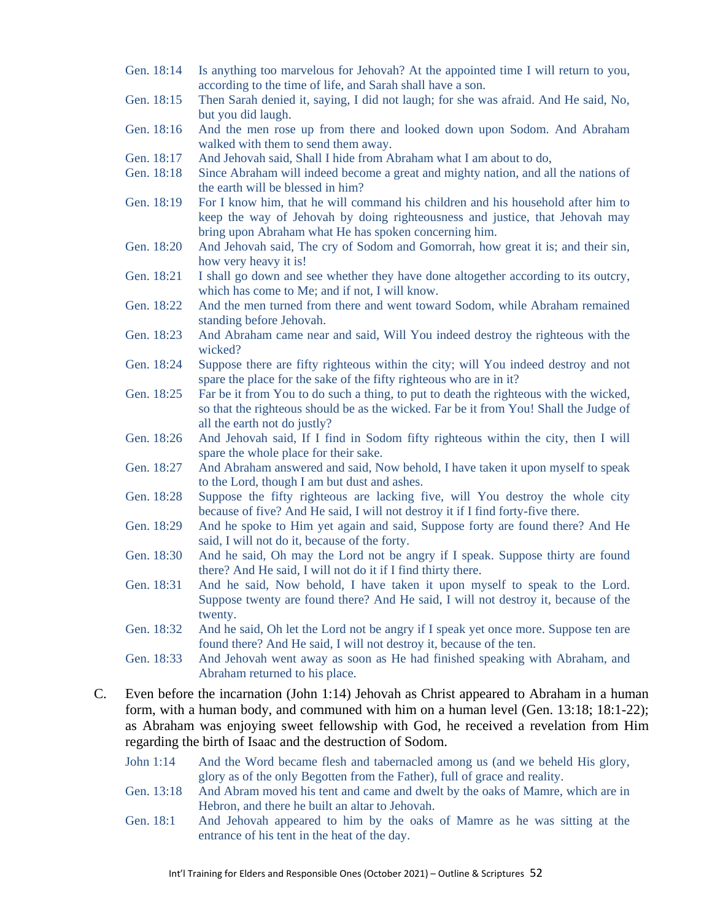Gen. 18:14 Is anything too marvelous for Jehovah? At the appointed time I will return to you, according to the time of life, and Sarah shall have a son.

Gen. 18:15 Then Sarah denied it, saying, I did not laugh; for she was afraid. And He said, No, but you did laugh.

Gen. 18:16 And the men rose up from there and looked down upon Sodom. And Abraham walked with them to send them away.

Gen. 18:17 And Jehovah said, Shall I hide from Abraham what I am about to do,

Gen. 18:18 Since Abraham will indeed become a great and mighty nation, and all the nations of the earth will be blessed in him?

Gen. 18:19 For I know him, that he will command his children and his household after him to keep the way of Jehovah by doing righteousness and justice, that Jehovah may bring upon Abraham what He has spoken concerning him.

Gen. 18:20 And Jehovah said, The cry of Sodom and Gomorrah, how great it is; and their sin, how very heavy it is!

Gen. 18:21 I shall go down and see whether they have done altogether according to its outcry, which has come to Me; and if not, I will know.

Gen. 18:22 And the men turned from there and went toward Sodom, while Abraham remained standing before Jehovah.

Gen. 18:23 And Abraham came near and said, Will You indeed destroy the righteous with the wicked?

Gen. 18:24 Suppose there are fifty righteous within the city; will You indeed destroy and not spare the place for the sake of the fifty righteous who are in it?

Gen. 18:25 Far be it from You to do such a thing, to put to death the righteous with the wicked, so that the righteous should be as the wicked. Far be it from You! Shall the Judge of all the earth not do justly?

Gen. 18:26 And Jehovah said, If I find in Sodom fifty righteous within the city, then I will spare the whole place for their sake.

Gen. 18:27 And Abraham answered and said, Now behold, I have taken it upon myself to speak to the Lord, though I am but dust and ashes.

Gen. 18:28 Suppose the fifty righteous are lacking five, will You destroy the whole city because of five? And He said, I will not destroy it if I find forty-five there.

Gen. 18:29 And he spoke to Him yet again and said, Suppose forty are found there? And He said, I will not do it, because of the forty.

Gen. 18:30 And he said, Oh may the Lord not be angry if I speak. Suppose thirty are found there? And He said, I will not do it if I find thirty there.

Gen. 18:31 And he said, Now behold, I have taken it upon myself to speak to the Lord. Suppose twenty are found there? And He said, I will not destroy it, because of the twenty.

Gen. 18:32 And he said, Oh let the Lord not be angry if I speak yet once more. Suppose ten are found there? And He said, I will not destroy it, because of the ten.

Gen. 18:33 And Jehovah went away as soon as He had finished speaking with Abraham, and Abraham returned to his place.

C. Even before the incarnation (John 1:14) Jehovah as Christ appeared to Abraham in a human form, with a human body, and communed with him on a human level (Gen. 13:18; 18:1-22); as Abraham was enjoying sweet fellowship with God, he received a revelation from Him regarding the birth of Isaac and the destruction of Sodom.

John 1:14 And the Word became flesh and tabernacled among us (and we beheld His glory, glory as of the only Begotten from the Father), full of grace and reality.

Gen. 13:18 And Abram moved his tent and came and dwelt by the oaks of Mamre, which are in Hebron, and there he built an altar to Jehovah.

Gen. 18:1 And Jehovah appeared to him by the oaks of Mamre as he was sitting at the entrance of his tent in the heat of the day.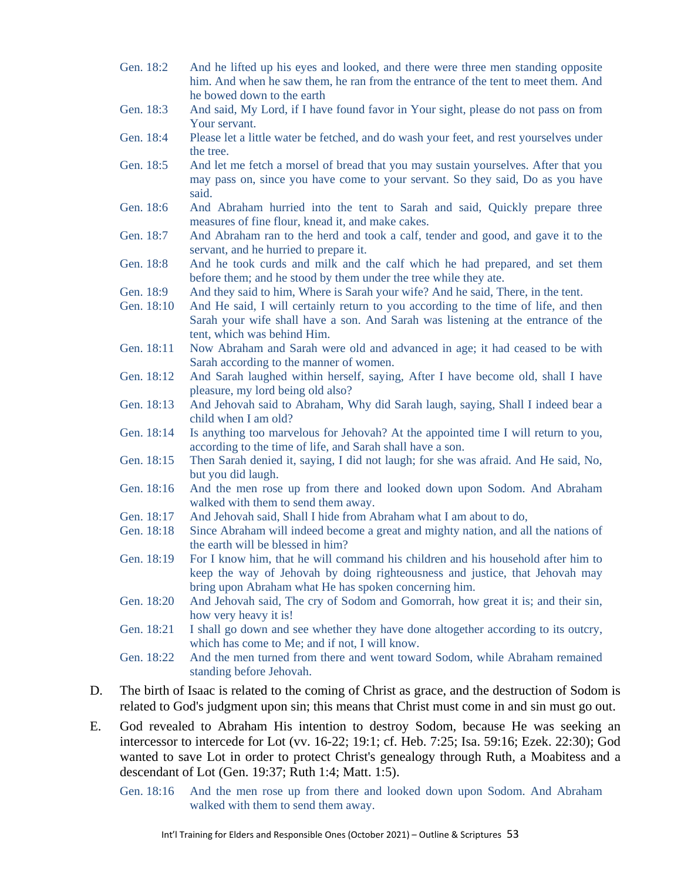Gen. 18:2 And he lifted up his eyes and looked, and there were three men standing opposite him. And when he saw them, he ran from the entrance of the tent to meet them. And he bowed down to the earth

Gen. 18:3 And said, My Lord, if I have found favor in Your sight, please do not pass on from Your servant.

Gen. 18:4 Please let a little water be fetched, and do wash your feet, and rest yourselves under the tree.

Gen. 18:5 And let me fetch a morsel of bread that you may sustain yourselves. After that you may pass on, since you have come to your servant. So they said, Do as you have said.

Gen. 18:6 And Abraham hurried into the tent to Sarah and said, Quickly prepare three measures of fine flour, knead it, and make cakes.

Gen. 18:7 And Abraham ran to the herd and took a calf, tender and good, and gave it to the servant, and he hurried to prepare it.

Gen. 18:8 And he took curds and milk and the calf which he had prepared, and set them before them; and he stood by them under the tree while they ate.

Gen. 18:9 And they said to him, Where is Sarah your wife? And he said, There, in the tent.

Gen. 18:10 And He said, I will certainly return to you according to the time of life, and then Sarah your wife shall have a son. And Sarah was listening at the entrance of the tent, which was behind Him.

Gen. 18:11 Now Abraham and Sarah were old and advanced in age; it had ceased to be with Sarah according to the manner of women.

Gen. 18:12 And Sarah laughed within herself, saying, After I have become old, shall I have pleasure, my lord being old also?

Gen. 18:13 And Jehovah said to Abraham, Why did Sarah laugh, saying, Shall I indeed bear a child when I am old?

Gen. 18:14 Is anything too marvelous for Jehovah? At the appointed time I will return to you, according to the time of life, and Sarah shall have a son.

Gen. 18:15 Then Sarah denied it, saying, I did not laugh; for she was afraid. And He said, No, but you did laugh.

Gen. 18:16 And the men rose up from there and looked down upon Sodom. And Abraham walked with them to send them away.

Gen. 18:17 And Jehovah said, Shall I hide from Abraham what I am about to do,

Gen. 18:18 Since Abraham will indeed become a great and mighty nation, and all the nations of the earth will be blessed in him?

Gen. 18:19 For I know him, that he will command his children and his household after him to keep the way of Jehovah by doing righteousness and justice, that Jehovah may bring upon Abraham what He has spoken concerning him.

Gen. 18:20 And Jehovah said, The cry of Sodom and Gomorrah, how great it is; and their sin, how very heavy it is!

Gen. 18:21 I shall go down and see whether they have done altogether according to its outcry, which has come to Me; and if not, I will know.

Gen. 18:22 And the men turned from there and went toward Sodom, while Abraham remained standing before Jehovah.

D. The birth of Isaac is related to the coming of Christ as grace, and the destruction of Sodom is related to God's judgment upon sin; this means that Christ must come in and sin must go out.

E. God revealed to Abraham His intention to destroy Sodom, because He was seeking an intercessor to intercede for Lot (vv. 16-22; 19:1; cf. Heb. 7:25; Isa. 59:16; Ezek. 22:30); God wanted to save Lot in order to protect Christ's genealogy through Ruth, a Moabitess and a descendant of Lot (Gen. 19:37; Ruth 1:4; Matt. 1:5).

Gen. 18:16 And the men rose up from there and looked down upon Sodom. And Abraham walked with them to send them away.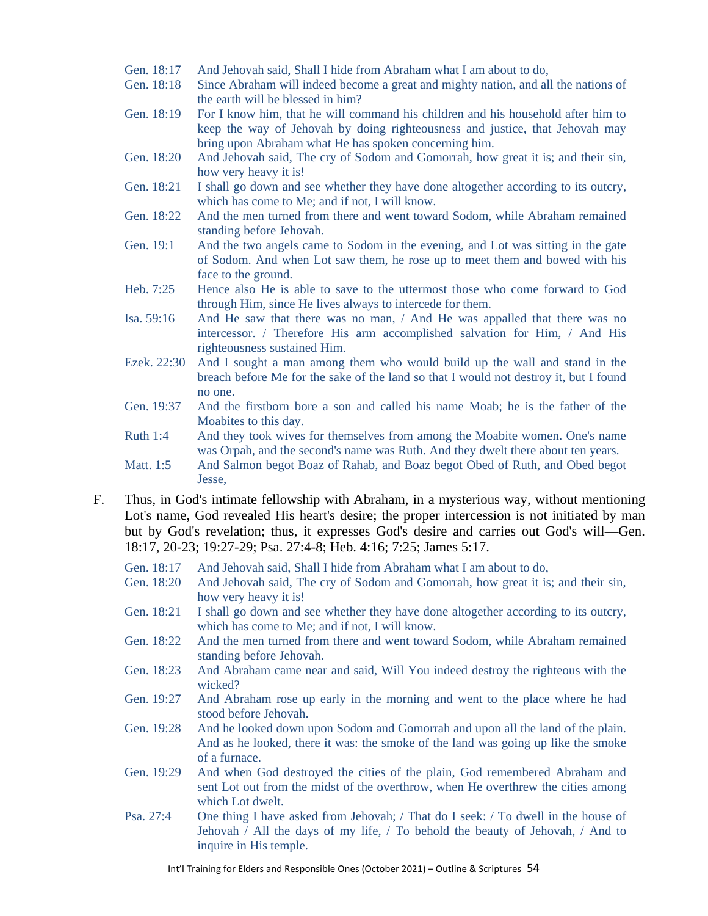Gen. 18:17 And Jehovah said, Shall I hide from Abraham what I am about to do,

Gen. 18:18 Since Abraham will indeed become a great and mighty nation, and all the nations of the earth will be blessed in him?

Gen. 18:19 For I know him, that he will command his children and his household after him to keep the way of Jehovah by doing righteousness and justice, that Jehovah may bring upon Abraham what He has spoken concerning him.

Gen. 18:20 And Jehovah said, The cry of Sodom and Gomorrah, how great it is; and their sin, how very heavy it is!

Gen. 18:21 I shall go down and see whether they have done altogether according to its outcry, which has come to Me; and if not, I will know.

Gen. 18:22 And the men turned from there and went toward Sodom, while Abraham remained standing before Jehovah.

Gen. 19:1 And the two angels came to Sodom in the evening, and Lot was sitting in the gate of Sodom. And when Lot saw them, he rose up to meet them and bowed with his face to the ground.

Heb. 7:25 Hence also He is able to save to the uttermost those who come forward to God through Him, since He lives always to intercede for them.

Isa. 59:16 And He saw that there was no man, / And He was appalled that there was no intercessor. / Therefore His arm accomplished salvation for Him, / And His righteousness sustained Him.

Ezek. 22:30 And I sought a man among them who would build up the wall and stand in the breach before Me for the sake of the land so that I would not destroy it, but I found no one.

Gen. 19:37 And the firstborn bore a son and called his name Moab; he is the father of the Moabites to this day.

Ruth 1:4 And they took wives for themselves from among the Moabite women. One's name was Orpah, and the second's name was Ruth. And they dwelt there about ten years.

Matt. 1:5 And Salmon begot Boaz of Rahab, and Boaz begot Obed of Ruth, and Obed begot Jesse,

F. Thus, in God's intimate fellowship with Abraham, in a mysterious way, without mentioning Lot's name, God revealed His heart's desire; the proper intercession is not initiated by man but by God's revelation; thus, it expresses God's desire and carries out God's will—Gen. 18:17, 20-23; 19:27-29; Psa. 27:4-8; Heb. 4:16; 7:25; James 5:17.

Gen. 18:17 And Jehovah said, Shall I hide from Abraham what I am about to do,

Gen. 18:20 And Jehovah said, The cry of Sodom and Gomorrah, how great it is; and their sin, how very heavy it is!

Gen. 18:21 I shall go down and see whether they have done altogether according to its outcry, which has come to Me; and if not, I will know.

Gen. 18:22 And the men turned from there and went toward Sodom, while Abraham remained standing before Jehovah.

Gen. 18:23 And Abraham came near and said, Will You indeed destroy the righteous with the wicked?

Gen. 19:27 And Abraham rose up early in the morning and went to the place where he had stood before Jehovah.

Gen. 19:28 And he looked down upon Sodom and Gomorrah and upon all the land of the plain. And as he looked, there it was: the smoke of the land was going up like the smoke of a furnace.

Gen. 19:29 And when God destroyed the cities of the plain, God remembered Abraham and sent Lot out from the midst of the overthrow, when He overthrew the cities among which Lot dwelt.

Psa. 27:4 One thing I have asked from Jehovah; / That do I seek: / To dwell in the house of Jehovah / All the days of my life, / To behold the beauty of Jehovah, / And to inquire in His temple.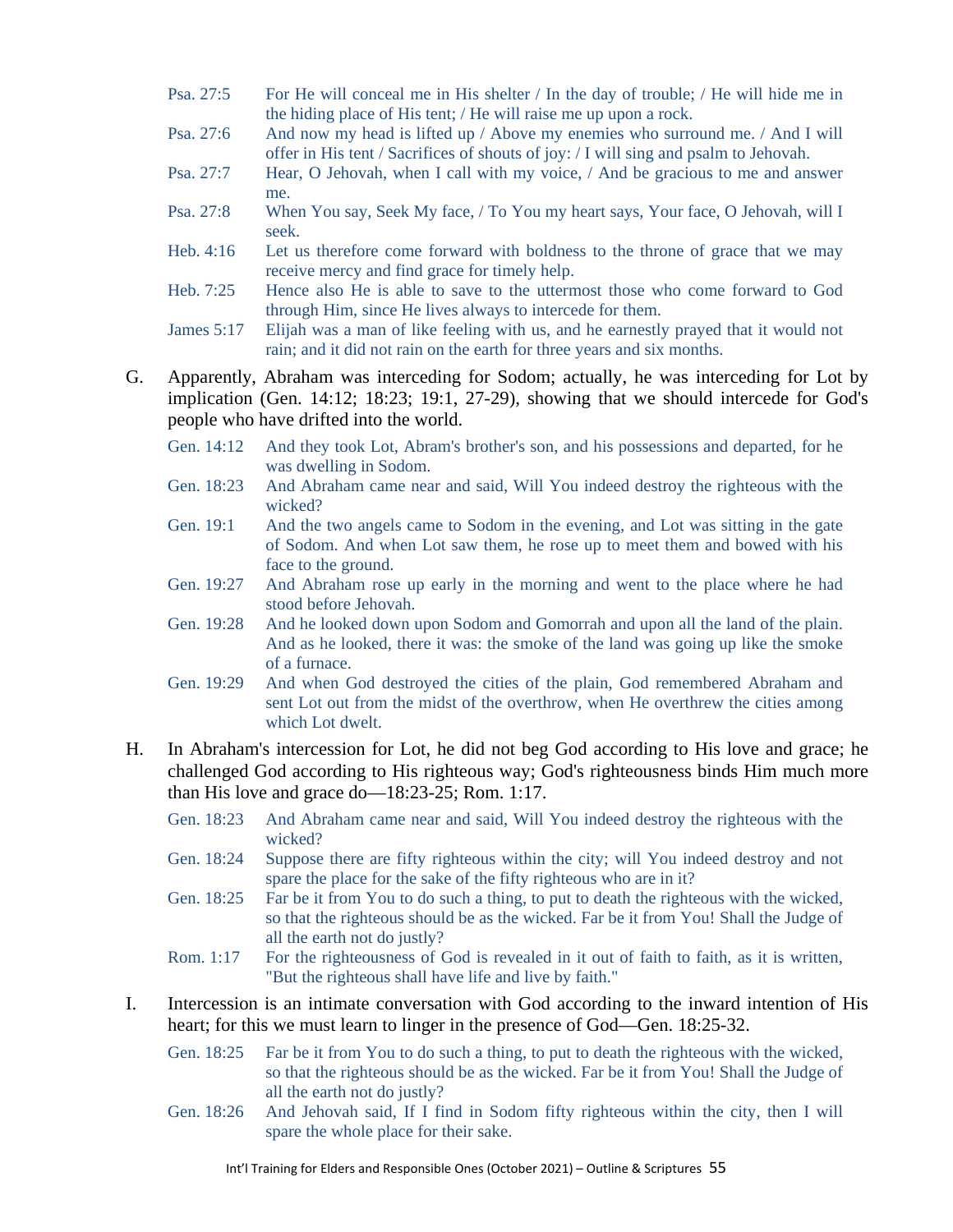Psa. 27:5 For He will conceal me in His shelter / In the day of trouble; / He will hide me in the hiding place of His tent; / He will raise me up upon a rock.

Psa. 27:6 And now my head is lifted up / Above my enemies who surround me. / And I will offer in His tent / Sacrifices of shouts of joy: / I will sing and psalm to Jehovah.

Psa. 27:7 Hear, O Jehovah, when I call with my voice, / And be gracious to me and answer me.

Psa. 27:8 When You say, Seek My face, / To You my heart says, Your face, O Jehovah, will I seek.

Heb. 4:16 Let us therefore come forward with boldness to the throne of grace that we may receive mercy and find grace for timely help.

Heb. 7:25 Hence also He is able to save to the uttermost those who come forward to God through Him, since He lives always to intercede for them.

James 5:17 Elijah was a man of like feeling with us, and he earnestly prayed that it would not rain; and it did not rain on the earth for three years and six months.

G. Apparently, Abraham was interceding for Sodom; actually, he was interceding for Lot by implication (Gen. 14:12; 18:23; 19:1, 27-29), showing that we should intercede for God's people who have drifted into the world.

Gen. 14:12 And they took Lot, Abram's brother's son, and his possessions and departed, for he was dwelling in Sodom.

Gen. 18:23 And Abraham came near and said, Will You indeed destroy the righteous with the wicked?

Gen. 19:1 And the two angels came to Sodom in the evening, and Lot was sitting in the gate of Sodom. And when Lot saw them, he rose up to meet them and bowed with his face to the ground.

Gen. 19:27 And Abraham rose up early in the morning and went to the place where he had stood before Jehovah.

Gen. 19:28 And he looked down upon Sodom and Gomorrah and upon all the land of the plain. And as he looked, there it was: the smoke of the land was going up like the smoke of a furnace.

Gen. 19:29 And when God destroyed the cities of the plain, God remembered Abraham and sent Lot out from the midst of the overthrow, when He overthrew the cities among which Lot dwelt.

H. In Abraham's intercession for Lot, he did not beg God according to His love and grace; he challenged God according to His righteous way; God's righteousness binds Him much more than His love and grace do—18:23-25; Rom. 1:17.

Gen. 18:23 And Abraham came near and said, Will You indeed destroy the righteous with the wicked?

Gen. 18:24 Suppose there are fifty righteous within the city; will You indeed destroy and not spare the place for the sake of the fifty righteous who are in it?

Gen. 18:25 Far be it from You to do such a thing, to put to death the righteous with the wicked, so that the righteous should be as the wicked. Far be it from You! Shall the Judge of all the earth not do justly?

Rom. 1:17 For the righteousness of God is revealed in it out of faith to faith, as it is written, "But the righteous shall have life and live by faith."

I. Intercession is an intimate conversation with God according to the inward intention of His heart; for this we must learn to linger in the presence of God—Gen. 18:25-32.

Gen. 18:25 Far be it from You to do such a thing, to put to death the righteous with the wicked, so that the righteous should be as the wicked. Far be it from You! Shall the Judge of all the earth not do justly?

Gen. 18:26 And Jehovah said, If I find in Sodom fifty righteous within the city, then I will spare the whole place for their sake.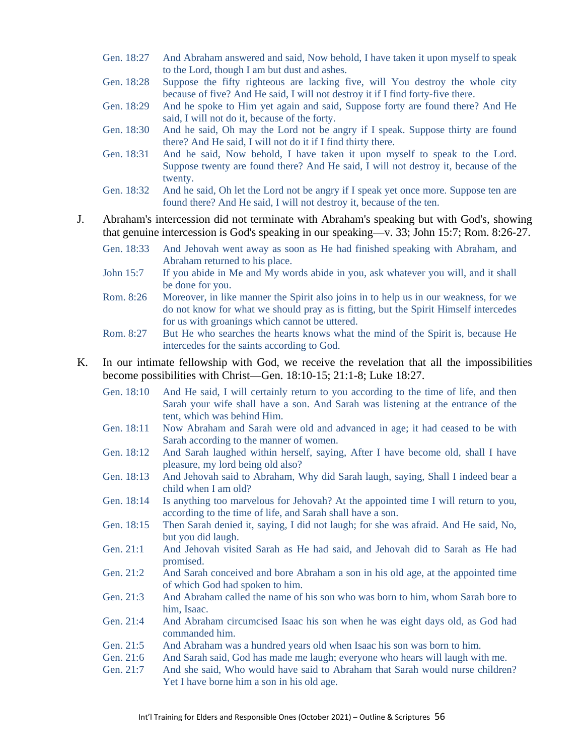Gen. 18:27 And Abraham answered and said, Now behold, I have taken it upon myself to speak to the Lord, though I am but dust and ashes.

Gen. 18:28 Suppose the fifty righteous are lacking five, will You destroy the whole city because of five? And He said, I will not destroy it if I find forty-five there.

Gen. 18:29 And he spoke to Him yet again and said, Suppose forty are found there? And He said, I will not do it, because of the forty.

Gen. 18:30 And he said, Oh may the Lord not be angry if I speak. Suppose thirty are found there? And He said, I will not do it if I find thirty there.

Gen. 18:31 And he said, Now behold, I have taken it upon myself to speak to the Lord. Suppose twenty are found there? And He said, I will not destroy it, because of the twenty.

Gen. 18:32 And he said, Oh let the Lord not be angry if I speak yet once more. Suppose ten are found there? And He said, I will not destroy it, because of the ten.

J. Abraham's intercession did not terminate with Abraham's speaking but with God's, showing that genuine intercession is God's speaking in our speaking—v. 33; John 15:7; Rom. 8:26-27.

Gen. 18:33 And Jehovah went away as soon as He had finished speaking with Abraham, and Abraham returned to his place.

John 15:7 If you abide in Me and My words abide in you, ask whatever you will, and it shall be done for you.

Rom. 8:26 Moreover, in like manner the Spirit also joins in to help us in our weakness, for we do not know for what we should pray as is fitting, but the Spirit Himself intercedes for us with groanings which cannot be uttered.

Rom. 8:27 But He who searches the hearts knows what the mind of the Spirit is, because He intercedes for the saints according to God.

K. In our intimate fellowship with God, we receive the revelation that all the impossibilities become possibilities with Christ—Gen. 18:10-15; 21:1-8; Luke 18:27.

Gen. 18:10 And He said, I will certainly return to you according to the time of life, and then Sarah your wife shall have a son. And Sarah was listening at the entrance of the tent, which was behind Him.

Gen. 18:11 Now Abraham and Sarah were old and advanced in age; it had ceased to be with Sarah according to the manner of women.

Gen. 18:12 And Sarah laughed within herself, saying, After I have become old, shall I have pleasure, my lord being old also?

Gen. 18:13 And Jehovah said to Abraham, Why did Sarah laugh, saying, Shall I indeed bear a child when I am old?

Gen. 18:14 Is anything too marvelous for Jehovah? At the appointed time I will return to you, according to the time of life, and Sarah shall have a son.

Gen. 18:15 Then Sarah denied it, saying, I did not laugh; for she was afraid. And He said, No, but you did laugh.

Gen. 21:1 And Jehovah visited Sarah as He had said, and Jehovah did to Sarah as He had promised.

Gen. 21:2 And Sarah conceived and bore Abraham a son in his old age, at the appointed time of which God had spoken to him.

Gen. 21:3 And Abraham called the name of his son who was born to him, whom Sarah bore to him, Isaac.

Gen. 21:4 And Abraham circumcised Isaac his son when he was eight days old, as God had commanded him.

Gen. 21:5 And Abraham was a hundred years old when Isaac his son was born to him.

Gen. 21:6 And Sarah said, God has made me laugh; everyone who hears will laugh with me.

Gen. 21:7 And she said, Who would have said to Abraham that Sarah would nurse children? Yet I have borne him a son in his old age.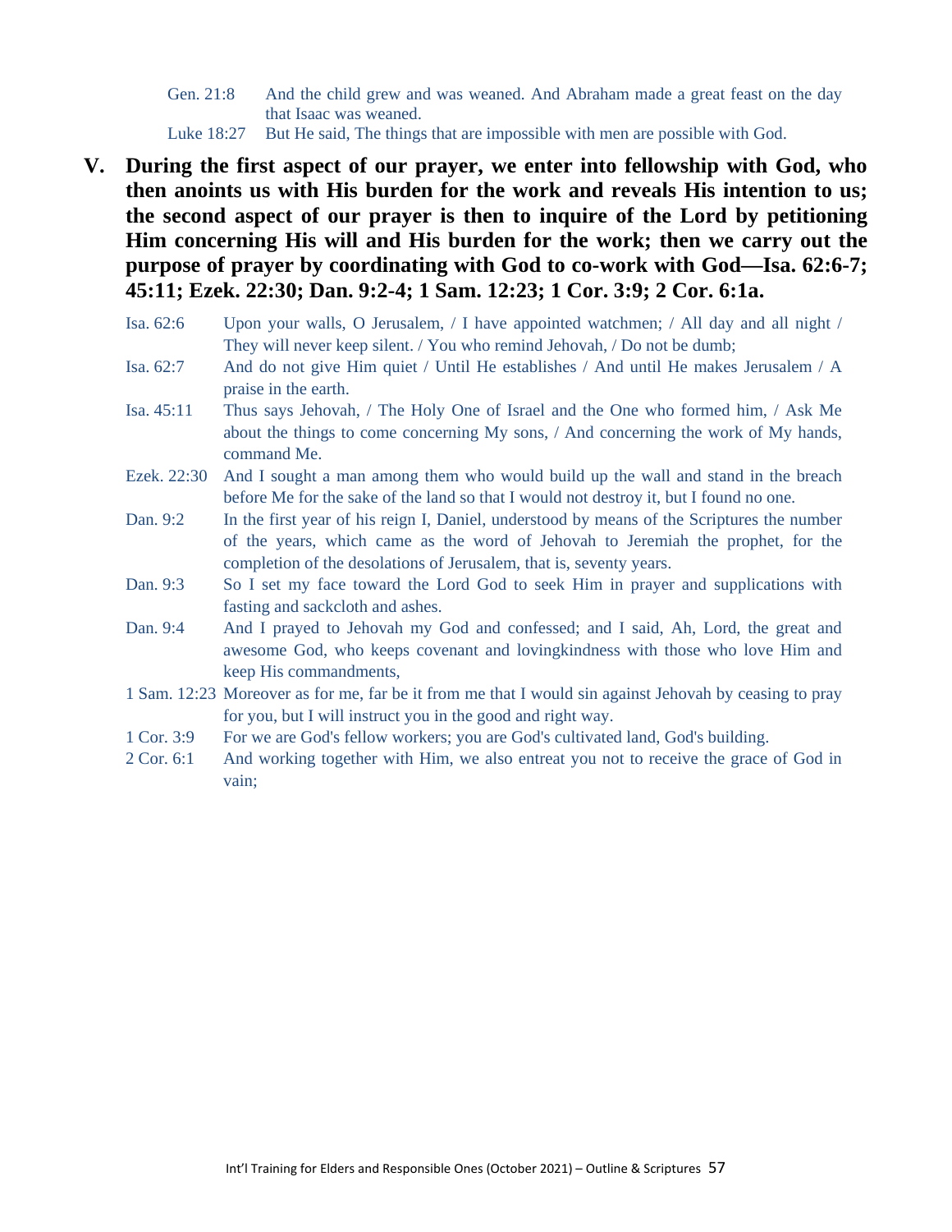Gen. 21:8 And the child grew and was weaned. And Abraham made a great feast on the day that Isaac was weaned.

Luke 18:27 But He said, The things that are impossible with men are possible with God.

**V. During the first aspect of our prayer, we enter into fellowship with God, who then anoints us with His burden for the work and reveals His intention to us; the second aspect of our prayer is then to inquire of the Lord by petitioning Him concerning His will and His burden for the work; then we carry out the purpose of prayer by coordinating with God to co-work with God—Isa. 62:6-7; 45:11; Ezek. 22:30; Dan. 9:2-4; 1 Sam. 12:23; 1 Cor. 3:9; 2 Cor. 6:1a.**

Isa. 62:6 Upon your walls, O Jerusalem, / I have appointed watchmen; / All day and all night / They will never keep silent. / You who remind Jehovah, / Do not be dumb;

Isa. 62:7 And do not give Him quiet / Until He establishes / And until He makes Jerusalem / A praise in the earth.

Isa. 45:11 Thus says Jehovah, / The Holy One of Israel and the One who formed him, / Ask Me about the things to come concerning My sons, / And concerning the work of My hands, command Me.

Ezek. 22:30 And I sought a man among them who would build up the wall and stand in the breach before Me for the sake of the land so that I would not destroy it, but I found no one.

Dan. 9:2 In the first year of his reign I, Daniel, understood by means of the Scriptures the number of the years, which came as the word of Jehovah to Jeremiah the prophet, for the completion of the desolations of Jerusalem, that is, seventy years.

Dan. 9:3 So I set my face toward the Lord God to seek Him in prayer and supplications with fasting and sackcloth and ashes.

Dan. 9:4 And I prayed to Jehovah my God and confessed; and I said, Ah, Lord, the great and awesome God, who keeps covenant and lovingkindness with those who love Him and keep His commandments,

1 Sam. 12:23 Moreover as for me, far be it from me that I would sin against Jehovah by ceasing to pray for you, but I will instruct you in the good and right way.

1 Cor. 3:9 For we are God's fellow workers; you are God's cultivated land, God's building.

2 Cor. 6:1 And working together with Him, we also entreat you not to receive the grace of God in vain;